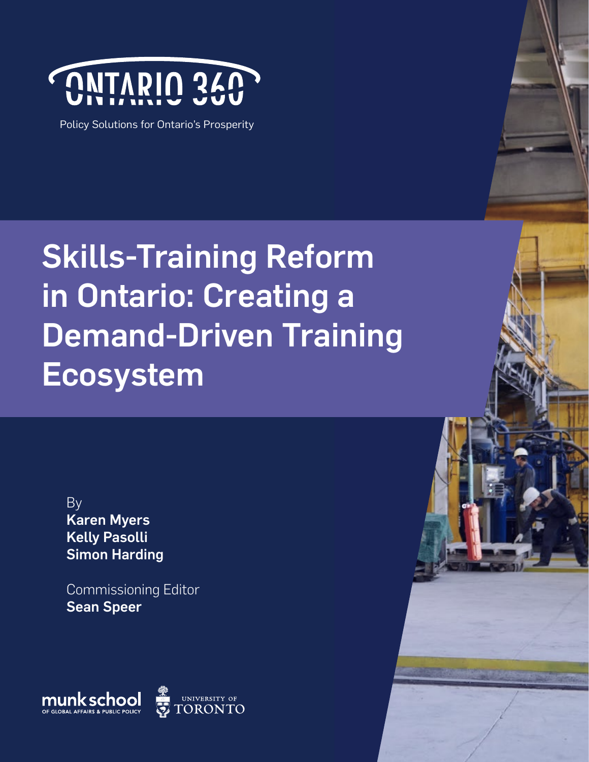ONTARIO 360

Policy Solutions for Ontario's Prosperity

# Skills-Training Reform in Ontario: Creating a Demand-Driven Training Ecosystem

By
**Karen Myers**
**Kelly Pasolli**
**Simon Harding**

Commissioning Editor
**Sean Speer**

munk school OF GLOBAL AFFAIRS & PUBLIC POLICY

UNIVERSITY OF TORONTO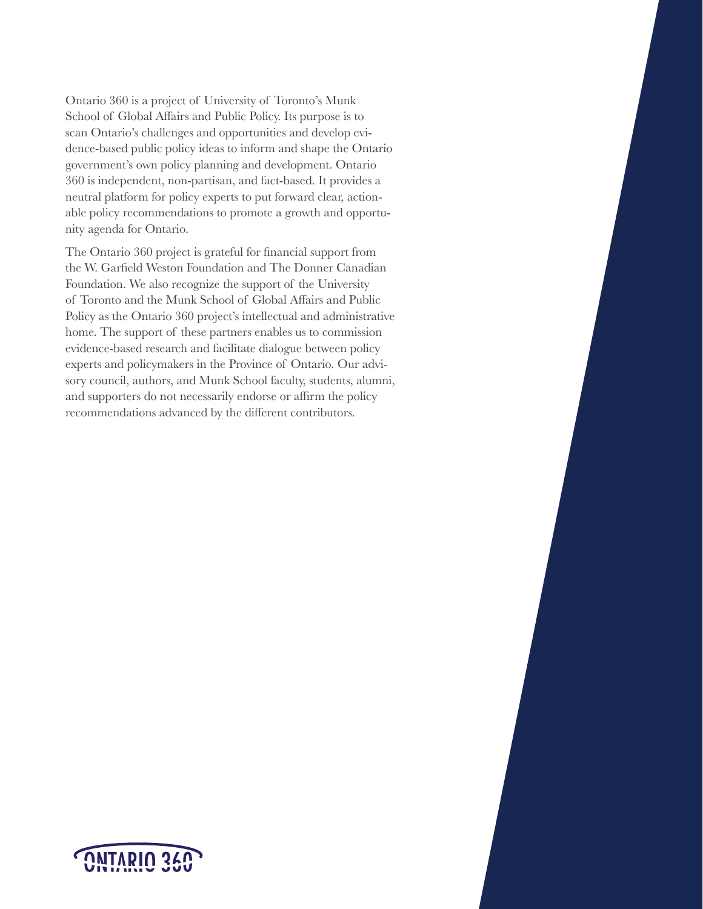Ontario 360 is a project of University of Toronto's Munk School of Global Affairs and Public Policy. Its purpose is to scan Ontario's challenges and opportunities and develop evidence-based public policy ideas to inform and shape the Ontario government's own policy planning and development. Ontario 360 is independent, non-partisan, and fact-based. It provides a neutral platform for policy experts to put forward clear, actionable policy recommendations to promote a growth and opportunity agenda for Ontario.

The Ontario 360 project is grateful for financial support from the W. Garfield Weston Foundation and The Donner Canadian Foundation. We also recognize the support of the University of Toronto and the Munk School of Global Affairs and Public Policy as the Ontario 360 project's intellectual and administrative home. The support of these partners enables us to commission evidence-based research and facilitate dialogue between policy experts and policymakers in the Province of Ontario. Our advisory council, authors, and Munk School faculty, students, alumni, and supporters do not necessarily endorse or affirm the policy recommendations advanced by the different contributors.

ONTARIO 360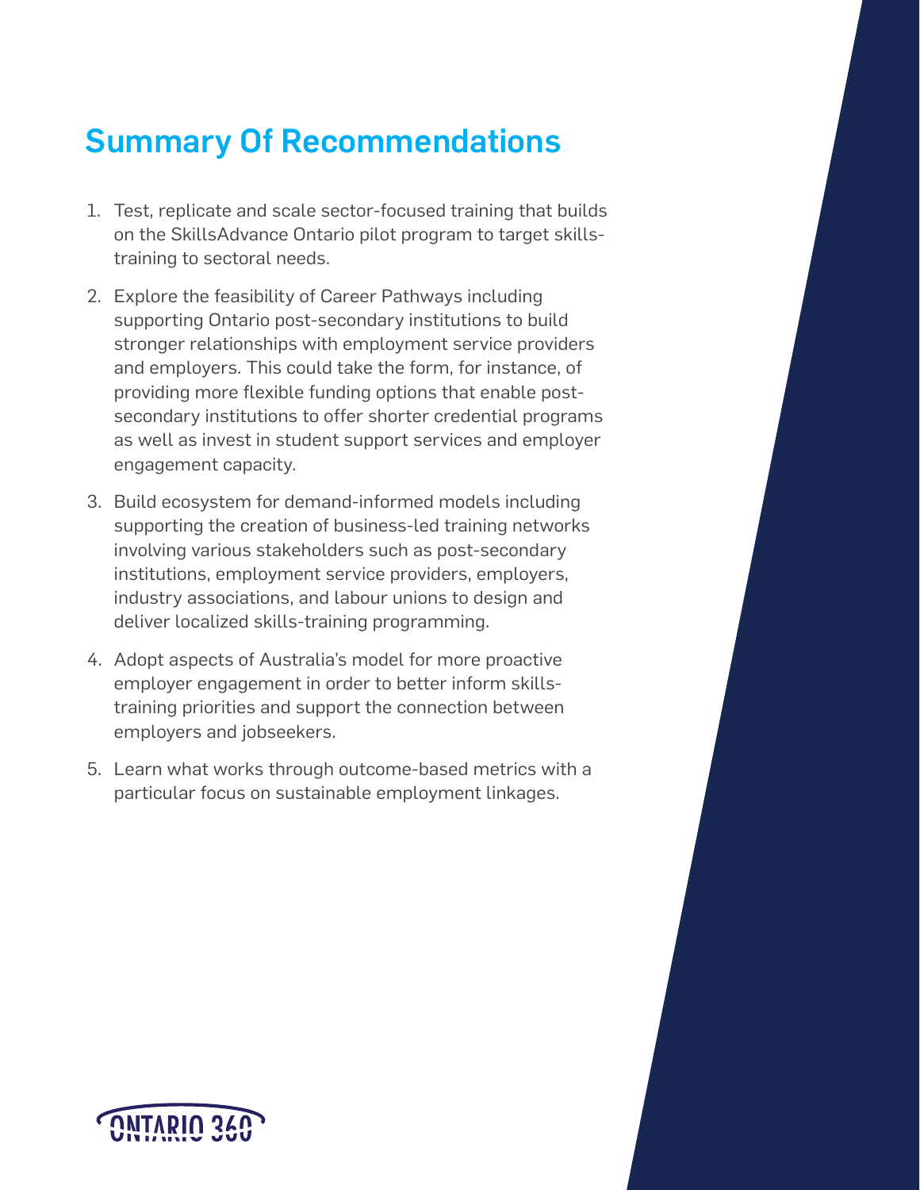## Summary Of Recommendations

1. Test, replicate and scale sector-focused training that builds on the SkillsAdvance Ontario pilot program to target skills-training to sectoral needs.
2. Explore the feasibility of Career Pathways including supporting Ontario post-secondary institutions to build stronger relationships with employment service providers and employers. This could take the form, for instance, of providing more flexible funding options that enable post-secondary institutions to offer shorter credential programs as well as invest in student support services and employer engagement capacity.
3. Build ecosystem for demand-informed models including supporting the creation of business-led training networks involving various stakeholders such as post-secondary institutions, employment service providers, employers, industry associations, and labour unions to design and deliver localized skills-training programming.
4. Adopt aspects of Australia's model for more proactive employer engagement in order to better inform skills-training priorities and support the connection between employers and jobseekers.
5. Learn what works through outcome-based metrics with a particular focus on sustainable employment linkages.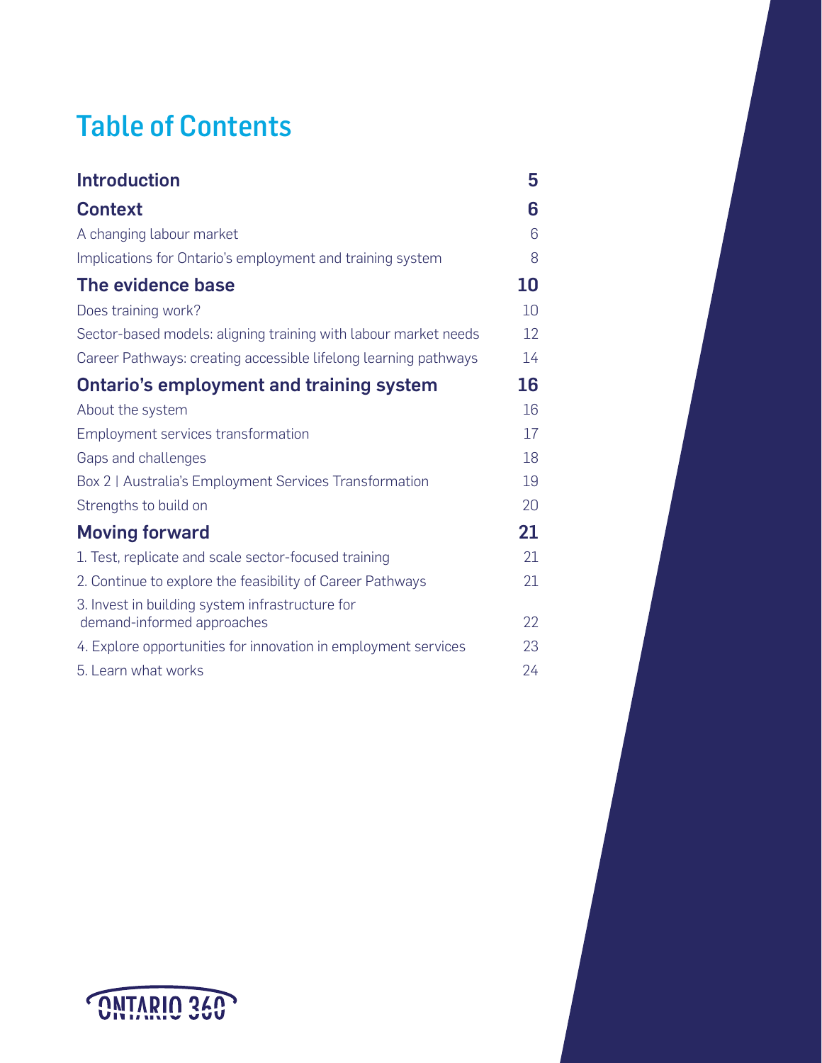# Table of Contents

| | |
|---|---|
| **Introduction** | **5** |
| **Context** | **6** |
| A changing labour market | 6 |
| Implications for Ontario's employment and training system | 8 |
| **The evidence base** | **10** |
| Does training work? | 10 |
| Sector-based models: aligning training with labour market needs | 12 |
| Career Pathways: creating accessible lifelong learning pathways | 14 |
| **Ontario's employment and training system** | **16** |
| About the system | 16 |
| Employment services transformation | 17 |
| Gaps and challenges | 18 |
| Box 2 \| Australia's Employment Services Transformation | 19 |
| Strengths to build on | 20 |
| **Moving forward** | **21** |
| 1. Test, replicate and scale sector-focused training | 21 |
| 2. Continue to explore the feasibility of Career Pathways | 21 |
| 3. Invest in building system infrastructure for demand-informed approaches | 22 |
| 4. Explore opportunities for innovation in employment services | 23 |
| 5. Learn what works | 24 |

ONTARIO 360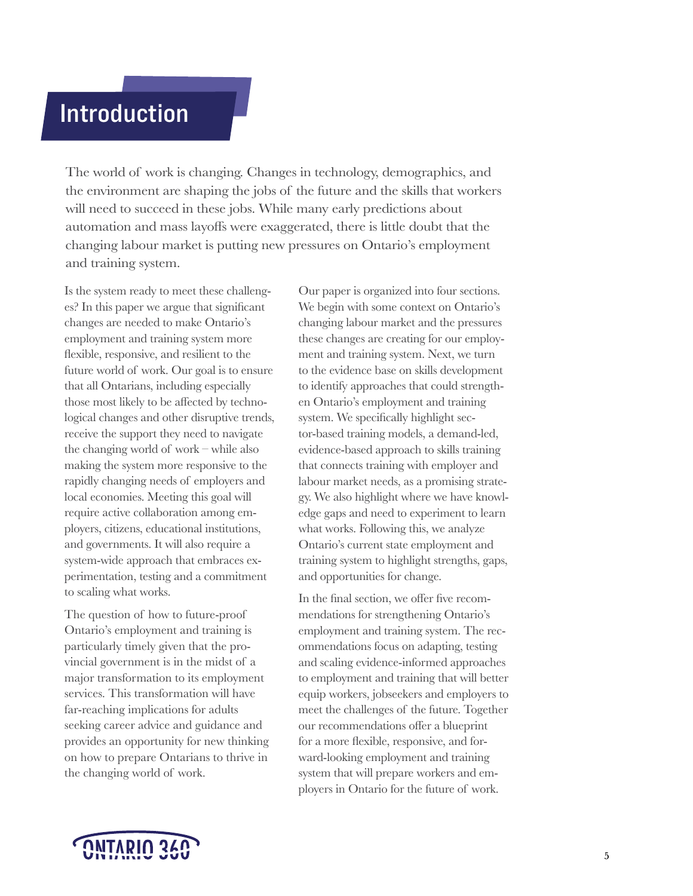# Introduction

The world of work is changing. Changes in technology, demographics, and the environment are shaping the jobs of the future and the skills that workers will need to succeed in these jobs. While many early predictions about automation and mass layoffs were exaggerated, there is little doubt that the changing labour market is putting new pressures on Ontario's employment and training system.

Is the system ready to meet these challenges? In this paper we argue that significant changes are needed to make Ontario's employment and training system more flexible, responsive, and resilient to the future world of work. Our goal is to ensure that all Ontarians, including especially those most likely to be affected by technological changes and other disruptive trends, receive the support they need to navigate the changing world of work – while also making the system more responsive to the rapidly changing needs of employers and local economies. Meeting this goal will require active collaboration among employers, citizens, educational institutions, and governments. It will also require a system-wide approach that embraces experimentation, testing and a commitment to scaling what works.

The question of how to future-proof Ontario's employment and training is particularly timely given that the provincial government is in the midst of a major transformation to its employment services. This transformation will have far-reaching implications for adults seeking career advice and guidance and provides an opportunity for new thinking on how to prepare Ontarians to thrive in the changing world of work.

Our paper is organized into four sections. We begin with some context on Ontario's changing labour market and the pressures these changes are creating for our employment and training system. Next, we turn to the evidence base on skills development to identify approaches that could strengthen Ontario's employment and training system. We specifically highlight sector-based training models, a demand-led, evidence-based approach to skills training that connects training with employer and labour market needs, as a promising strategy. We also highlight where we have knowledge gaps and need to experiment to learn what works. Following this, we analyze Ontario's current state employment and training system to highlight strengths, gaps, and opportunities for change.

In the final section, we offer five recommendations for strengthening Ontario's employment and training system. The recommendations focus on adapting, testing and scaling evidence-informed approaches to employment and training that will better equip workers, jobseekers and employers to meet the challenges of the future. Together our recommendations offer a blueprint for a more flexible, responsive, and forward-looking employment and training system that will prepare workers and employers in Ontario for the future of work.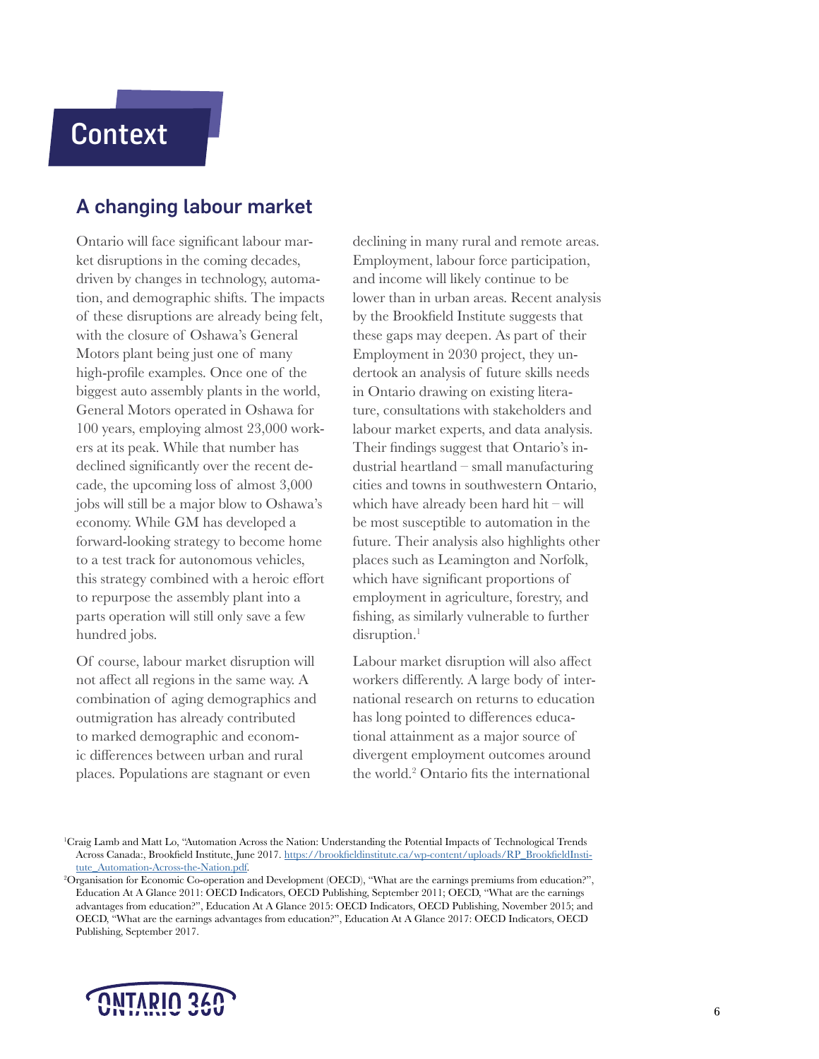# Context

## A changing labour market

Ontario will face significant labour market disruptions in the coming decades, driven by changes in technology, automation, and demographic shifts. The impacts of these disruptions are already being felt, with the closure of Oshawa's General Motors plant being just one of many high-profile examples. Once one of the biggest auto assembly plants in the world, General Motors operated in Oshawa for 100 years, employing almost 23,000 workers at its peak. While that number has declined significantly over the recent decade, the upcoming loss of almost 3,000 jobs will still be a major blow to Oshawa's economy. While GM has developed a forward-looking strategy to become home to a test track for autonomous vehicles, this strategy combined with a heroic effort to repurpose the assembly plant into a parts operation will still only save a few hundred jobs.

Of course, labour market disruption will not affect all regions in the same way. A combination of aging demographics and outmigration has already contributed to marked demographic and economic differences between urban and rural places. Populations are stagnant or even declining in many rural and remote areas. Employment, labour force participation, and income will likely continue to be lower than in urban areas. Recent analysis by the Brookfield Institute suggests that these gaps may deepen. As part of their Employment in 2030 project, they undertook an analysis of future skills needs in Ontario drawing on existing literature, consultations with stakeholders and labour market experts, and data analysis. Their findings suggest that Ontario's industrial heartland – small manufacturing cities and towns in southwestern Ontario, which have already been hard hit – will be most susceptible to automation in the future. Their analysis also highlights other places such as Leamington and Norfolk, which have significant proportions of employment in agriculture, forestry, and fishing, as similarly vulnerable to further disruption.[1]

Labour market disruption will also affect workers differently. A large body of international research on returns to education has long pointed to differences educational attainment as a major source of divergent employment outcomes around the world.[2] Ontario fits the international

---

[1] Craig Lamb and Matt Lo, "Automation Across the Nation: Understanding the Potential Impacts of Technological Trends Across Canada:, Brookfield Institute, June 2017. https://brookfieldinstitute.ca/wp-content/uploads/RP_BrookfieldInstitute_Automation-Across-the-Nation.pdf.

[2] Organisation for Economic Co-operation and Development (OECD), "What are the earnings premiums from education?", Education At A Glance 2011: OECD Indicators, OECD Publishing, September 2011; OECD, "What are the earnings advantages from education?", Education At A Glance 2015: OECD Indicators, OECD Publishing, November 2015; and OECD, "What are the earnings advantages from education?", Education At A Glance 2017: OECD Indicators, OECD Publishing, September 2017.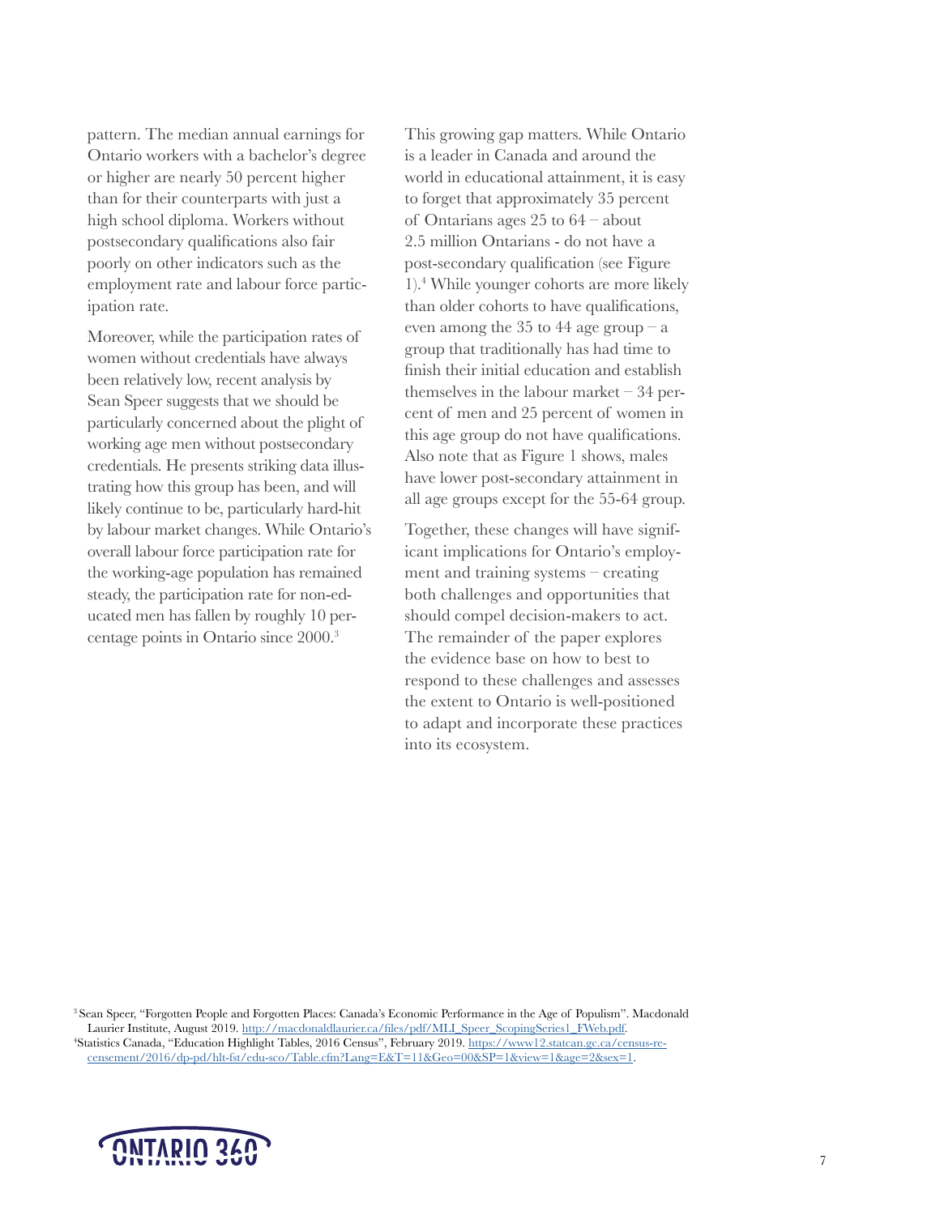pattern. The median annual earnings for Ontario workers with a bachelor's degree or higher are nearly 50 percent higher than for their counterparts with just a high school diploma. Workers without postsecondary qualifications also fair poorly on other indicators such as the employment rate and labour force participation rate.

Moreover, while the participation rates of women without credentials have always been relatively low, recent analysis by Sean Speer suggests that we should be particularly concerned about the plight of working age men without postsecondary credentials. He presents striking data illustrating how this group has been, and will likely continue to be, particularly hard-hit by labour market changes. While Ontario's overall labour force participation rate for the working-age population has remained steady, the participation rate for non-educated men has fallen by roughly 10 percentage points in Ontario since 2000.[3]

This growing gap matters. While Ontario is a leader in Canada and around the world in educational attainment, it is easy to forget that approximately 35 percent of Ontarians ages 25 to 64 – about 2.5 million Ontarians - do not have a post-secondary qualification (see Figure 1).[4] While younger cohorts are more likely than older cohorts to have qualifications, even among the 35 to 44 age group – a group that traditionally has had time to finish their initial education and establish themselves in the labour market – 34 percent of men and 25 percent of women in this age group do not have qualifications. Also note that as Figure 1 shows, males have lower post-secondary attainment in all age groups except for the 55-64 group.

Together, these changes will have significant implications for Ontario's employment and training systems – creating both challenges and opportunities that should compel decision-makers to act. The remainder of the paper explores the evidence base on how to best to respond to these challenges and assesses the extent to Ontario is well-positioned to adapt and incorporate these practices into its ecosystem.

[3] Sean Speer, "Forgotten People and Forgotten Places: Canada's Economic Performance in the Age of Populism". Macdonald Laurier Institute, August 2019. http://macdonaldlaurier.ca/files/pdf/MLI_Speer_ScopingSeries1_FWeb.pdf.

[4] Statistics Canada, "Education Highlight Tables, 2016 Census", February 2019. https://www12.statcan.gc.ca/census-recensement/2016/dp-pd/hlt-fst/edu-sco/Table.cfm?Lang=E&T=11&Geo=00&SP=1&view=1&age=2&sex=1.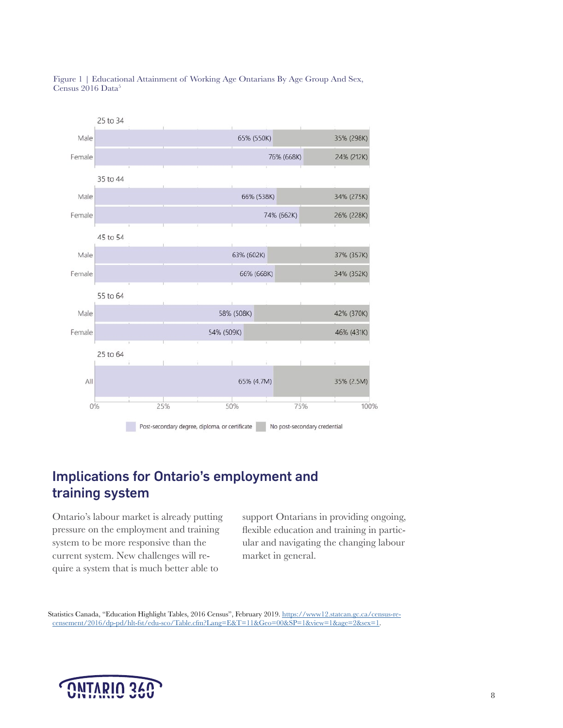Figure 1 | Educational Attainment of Working Age Ontarians By Age Group And Sex, Census 2016 Data[5]

| Age group | Sex | Post-secondary degree, diploma, or certificate | No post-secondary credential |
|---|---|---|---|
| 25 to 34 | Male | 65% (550K) | 35% (298K) |
| 25 to 34 | Female | 76% (668K) | 24% (212K) |
| 35 to 44 | Male | 66% (538K) | 34% (275K) |
| 35 to 44 | Female | 74% (662K) | 26% (228K) |
| 45 to 54 | Male | 63% (602K) | 37% (357K) |
| 45 to 54 | Female | 66% (668K) | 34% (352K) |
| 55 to 64 | Male | 58% (508K) | 42% (370K) |
| 55 to 64 | Female | 54% (509K) | 46% (431K) |
| 25 to 64 | All | 65% (4.7M) | 35% (2.5M) |

## Implications for Ontario's employment and training system

Ontario's labour market is already putting pressure on the employment and training system to be more responsive than the current system. New challenges will require a system that is much better able to support Ontarians in providing ongoing, flexible education and training in particular and navigating the changing labour market in general.

Statistics Canada, "Education Highlight Tables, 2016 Census", February 2019. https://www12.statcan.gc.ca/census-recensement/2016/dp-pd/hlt-fst/edu-sco/Table.cfm?Lang=E&T=11&Geo=00&SP=1&view=1&age=2&sex=1.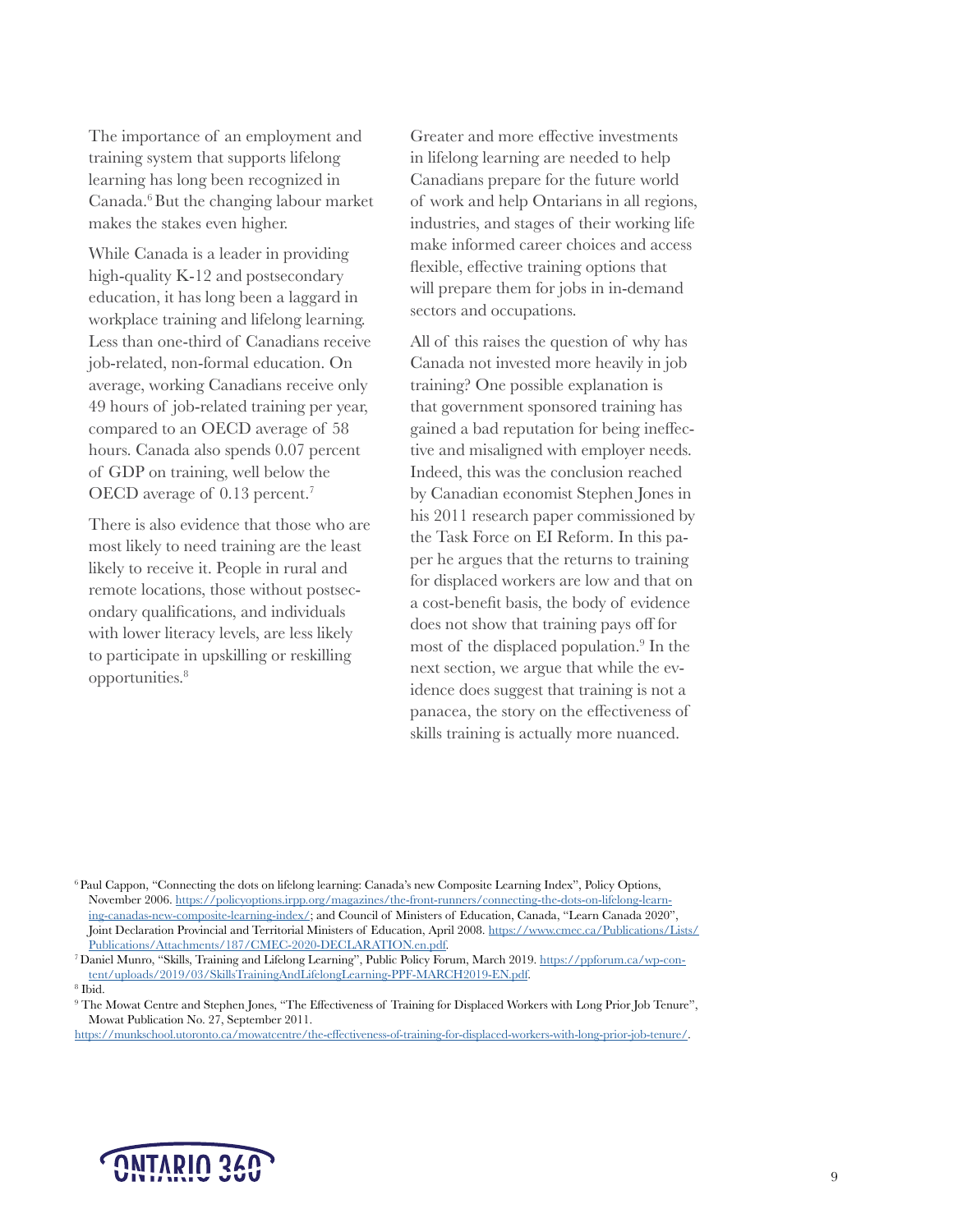The importance of an employment and training system that supports lifelong learning has long been recognized in Canada.[6] But the changing labour market makes the stakes even higher.

While Canada is a leader in providing high-quality K-12 and postsecondary education, it has long been a laggard in workplace training and lifelong learning. Less than one-third of Canadians receive job-related, non-formal education. On average, working Canadians receive only 49 hours of job-related training per year, compared to an OECD average of 58 hours. Canada also spends 0.07 percent of GDP on training, well below the OECD average of 0.13 percent.[7]

There is also evidence that those who are most likely to need training are the least likely to receive it. People in rural and remote locations, those without postsecondary qualifications, and individuals with lower literacy levels, are less likely to participate in upskilling or reskilling opportunities.[8]

Greater and more effective investments in lifelong learning are needed to help Canadians prepare for the future world of work and help Ontarians in all regions, industries, and stages of their working life make informed career choices and access flexible, effective training options that will prepare them for jobs in in-demand sectors and occupations.

All of this raises the question of why has Canada not invested more heavily in job training? One possible explanation is that government sponsored training has gained a bad reputation for being ineffective and misaligned with employer needs. Indeed, this was the conclusion reached by Canadian economist Stephen Jones in his 2011 research paper commissioned by the Task Force on EI Reform. In this paper he argues that the returns to training for displaced workers are low and that on a cost-benefit basis, the body of evidence does not show that training pays off for most of the displaced population.[9] In the next section, we argue that while the evidence does suggest that training is not a panacea, the story on the effectiveness of skills training is actually more nuanced.

---

[6] Paul Cappon, "Connecting the dots on lifelong learning: Canada's new Composite Learning Index", Policy Options, November 2006. https://policyoptions.irpp.org/magazines/the-front-runners/connecting-the-dots-on-lifelong-learning-canadas-new-composite-learning-index/; and Council of Ministers of Education, Canada, "Learn Canada 2020", Joint Declaration Provincial and Territorial Ministers of Education, April 2008. https://www.cmec.ca/Publications/Lists/Publications/Attachments/187/CMEC-2020-DECLARATION.en.pdf.

[7] Daniel Munro, "Skills, Training and Lifelong Learning", Public Policy Forum, March 2019. https://ppforum.ca/wp-content/uploads/2019/03/SkillsTrainingAndLifelongLearning-PPF-MARCH2019-EN.pdf.

[8] Ibid.

[9] The Mowat Centre and Stephen Jones, "The Effectiveness of Training for Displaced Workers with Long Prior Job Tenure", Mowat Publication No. 27, September 2011. https://munkschool.utoronto.ca/mowatcentre/the-effectiveness-of-training-for-displaced-workers-with-long-prior-job-tenure/.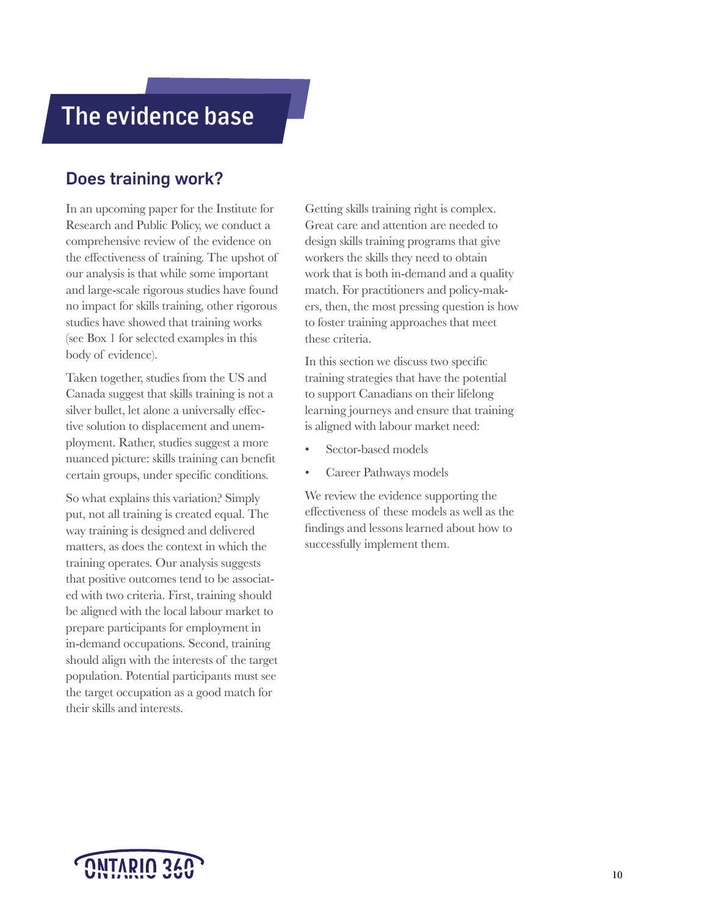# The evidence base

## Does training work?

In an upcoming paper for the Institute for Research and Public Policy, we conduct a comprehensive review of the evidence on the effectiveness of training. The upshot of our analysis is that while some important and large-scale rigorous studies have found no impact for skills training, other rigorous studies have showed that training works (see Box 1 for selected examples in this body of evidence).

Taken together, studies from the US and Canada suggest that skills training is not a silver bullet, let alone a universally effective solution to displacement and unemployment. Rather, studies suggest a more nuanced picture: skills training can benefit certain groups, under specific conditions.

So what explains this variation? Simply put, not all training is created equal. The way training is designed and delivered matters, as does the context in which the training operates. Our analysis suggests that positive outcomes tend to be associated with two criteria. First, training should be aligned with the local labour market to prepare participants for employment in in-demand occupations. Second, training should align with the interests of the target population. Potential participants must see the target occupation as a good match for their skills and interests.

Getting skills training right is complex. Great care and attention are needed to design skills training programs that give workers the skills they need to obtain work that is both in-demand and a quality match. For practitioners and policy-makers, then, the most pressing question is how to foster training approaches that meet these criteria.

In this section we discuss two specific training strategies that have the potential to support Canadians on their lifelong learning journeys and ensure that training is aligned with labour market need:

- Sector-based models
- Career Pathways models

We review the evidence supporting the effectiveness of these models as well as the findings and lessons learned about how to successfully implement them.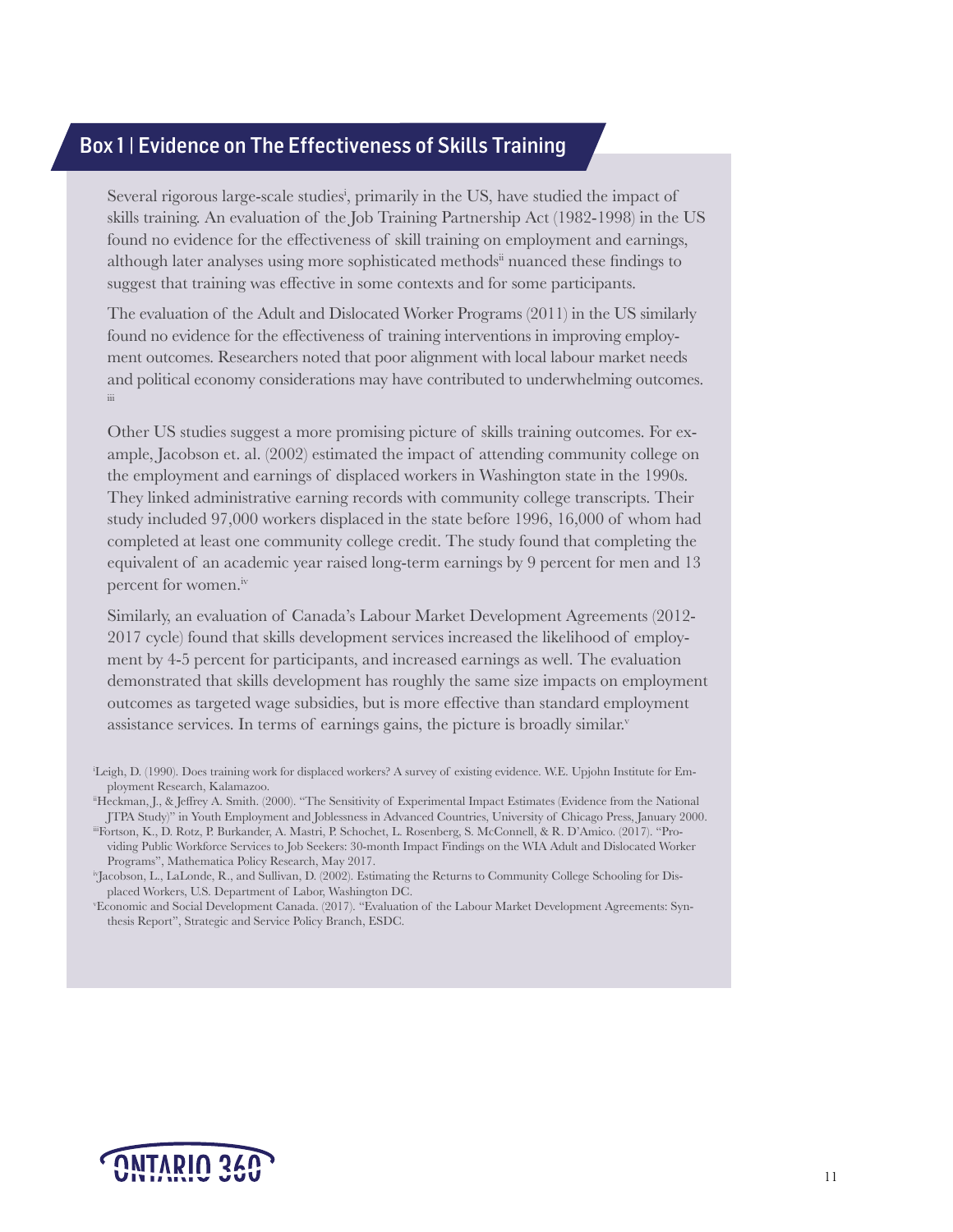## Box 1 | Evidence on The Effectiveness of Skills Training

Several rigorous large-scale studies[i], primarily in the US, have studied the impact of skills training. An evaluation of the Job Training Partnership Act (1982-1998) in the US found no evidence for the effectiveness of skill training on employment and earnings, although later analyses using more sophisticated methods[ii] nuanced these findings to suggest that training was effective in some contexts and for some participants.

The evaluation of the Adult and Dislocated Worker Programs (2011) in the US similarly found no evidence for the effectiveness of training interventions in improving employment outcomes. Researchers noted that poor alignment with local labour market needs and political economy considerations may have contributed to underwhelming outcomes.[iii]

Other US studies suggest a more promising picture of skills training outcomes. For example, Jacobson et. al. (2002) estimated the impact of attending community college on the employment and earnings of displaced workers in Washington state in the 1990s. They linked administrative earning records with community college transcripts. Their study included 97,000 workers displaced in the state before 1996, 16,000 of whom had completed at least one community college credit. The study found that completing the equivalent of an academic year raised long-term earnings by 9 percent for men and 13 percent for women.[iv]

Similarly, an evaluation of Canada's Labour Market Development Agreements (2012-2017 cycle) found that skills development services increased the likelihood of employment by 4-5 percent for participants, and increased earnings as well. The evaluation demonstrated that skills development has roughly the same size impacts on employment outcomes as targeted wage subsidies, but is more effective than standard employment assistance services. In terms of earnings gains, the picture is broadly similar.[v]

[i] Leigh, D. (1990). Does training work for displaced workers? A survey of existing evidence. W.E. Upjohn Institute for Employment Research, Kalamazoo.

[ii] Heckman, J., & Jeffrey A. Smith. (2000). "The Sensitivity of Experimental Impact Estimates (Evidence from the National JTPA Study)" in Youth Employment and Joblessness in Advanced Countries, University of Chicago Press, January 2000.

[iii] Fortson, K., D. Rotz, P. Burkander, A. Mastri, P. Schochet, L. Rosenberg, S. McConnell, & R. D'Amico. (2017). "Providing Public Workforce Services to Job Seekers: 30-month Impact Findings on the WIA Adult and Dislocated Worker Programs", Mathematica Policy Research, May 2017.

[iv] Jacobson, L., LaLonde, R., and Sullivan, D. (2002). Estimating the Returns to Community College Schooling for Displaced Workers, U.S. Department of Labor, Washington DC.

[v] Economic and Social Development Canada. (2017). "Evaluation of the Labour Market Development Agreements: Synthesis Report", Strategic and Service Policy Branch, ESDC.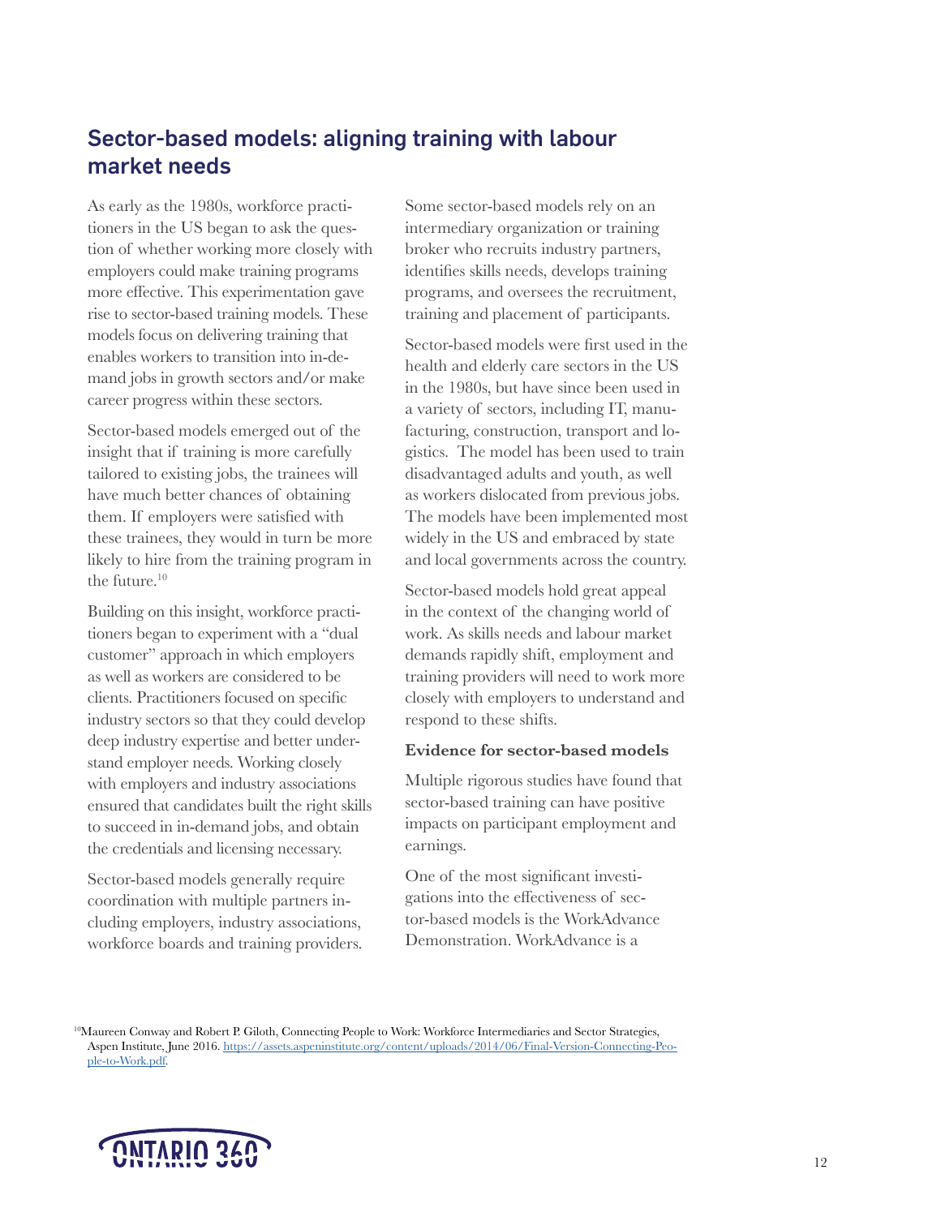## Sector-based models: aligning training with labour market needs

As early as the 1980s, workforce practitioners in the US began to ask the question of whether working more closely with employers could make training programs more effective. This experimentation gave rise to sector-based training models. These models focus on delivering training that enables workers to transition into in-demand jobs in growth sectors and/or make career progress within these sectors.

Sector-based models emerged out of the insight that if training is more carefully tailored to existing jobs, the trainees will have much better chances of obtaining them. If employers were satisfied with these trainees, they would in turn be more likely to hire from the training program in the future.[10]

Building on this insight, workforce practitioners began to experiment with a "dual customer" approach in which employers as well as workers are considered to be clients. Practitioners focused on specific industry sectors so that they could develop deep industry expertise and better understand employer needs. Working closely with employers and industry associations ensured that candidates built the right skills to succeed in in-demand jobs, and obtain the credentials and licensing necessary.

Sector-based models generally require coordination with multiple partners including employers, industry associations, workforce boards and training providers.

Some sector-based models rely on an intermediary organization or training broker who recruits industry partners, identifies skills needs, develops training programs, and oversees the recruitment, training and placement of participants.

Sector-based models were first used in the health and elderly care sectors in the US in the 1980s, but have since been used in a variety of sectors, including IT, manufacturing, construction, transport and logistics. The model has been used to train disadvantaged adults and youth, as well as workers dislocated from previous jobs. The models have been implemented most widely in the US and embraced by state and local governments across the country.

Sector-based models hold great appeal in the context of the changing world of work. As skills needs and labour market demands rapidly shift, employment and training providers will need to work more closely with employers to understand and respond to these shifts.

**Evidence for sector-based models**

Multiple rigorous studies have found that sector-based training can have positive impacts on participant employment and earnings.

One of the most significant investigations into the effectiveness of sector-based models is the WorkAdvance Demonstration. WorkAdvance is a

[10] Maureen Conway and Robert P. Giloth, Connecting People to Work: Workforce Intermediaries and Sector Strategies, Aspen Institute, June 2016. https://assets.aspeninstitute.org/content/uploads/2014/06/Final-Version-Connecting-People-to-Work.pdf.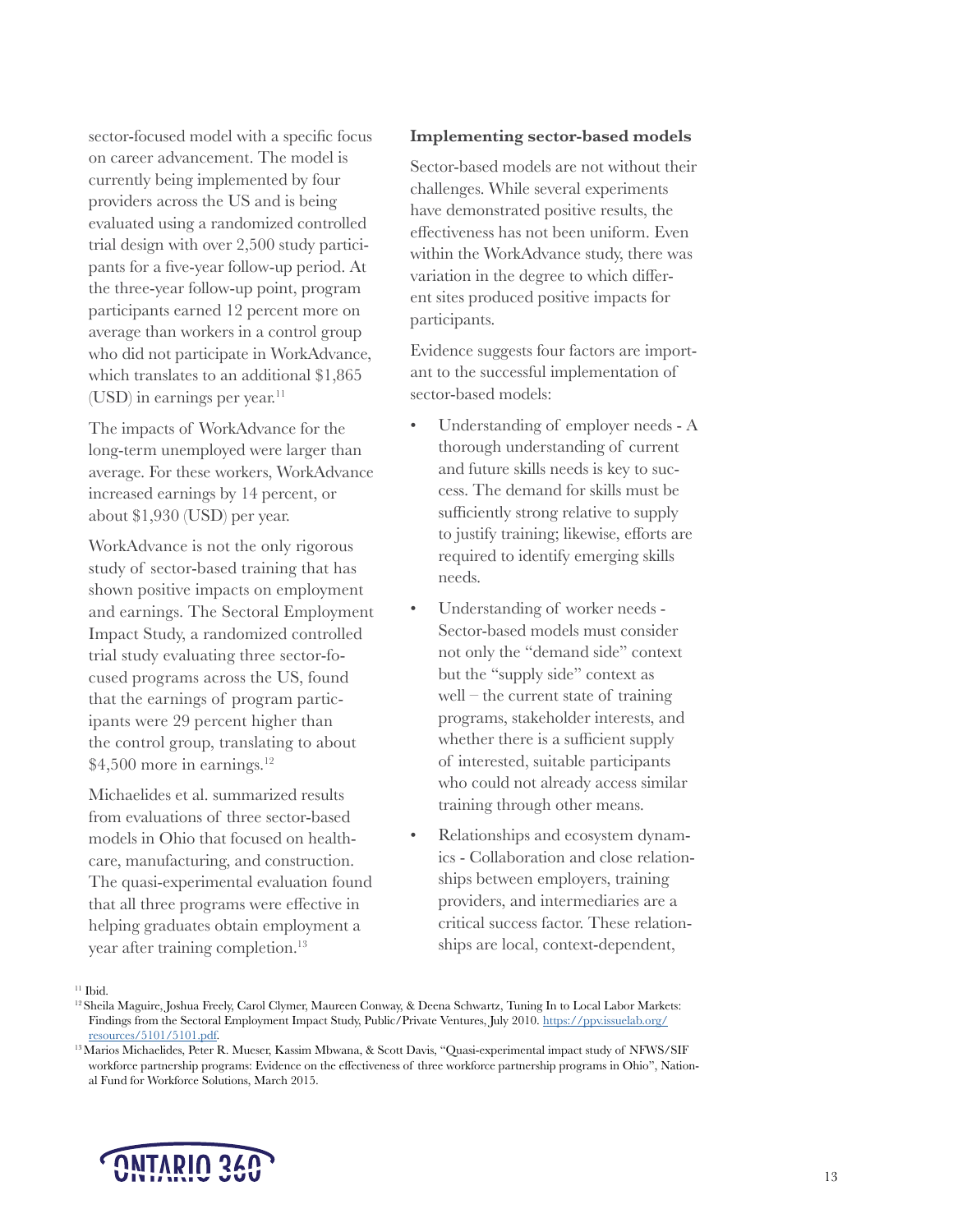sector-focused model with a specific focus on career advancement. The model is currently being implemented by four providers across the US and is being evaluated using a randomized controlled trial design with over 2,500 study participants for a five-year follow-up period. At the three-year follow-up point, program participants earned 12 percent more on average than workers in a control group who did not participate in WorkAdvance, which translates to an additional $1,865 (USD) in earnings per year.[11]

The impacts of WorkAdvance for the long-term unemployed were larger than average. For these workers, WorkAdvance increased earnings by 14 percent, or about $1,930 (USD) per year.

WorkAdvance is not the only rigorous study of sector-based training that has shown positive impacts on employment and earnings. The Sectoral Employment Impact Study, a randomized controlled trial study evaluating three sector-focused programs across the US, found that the earnings of program participants were 29 percent higher than the control group, translating to about $4,500 more in earnings.[12]

Michaelides et al. summarized results from evaluations of three sector-based models in Ohio that focused on healthcare, manufacturing, and construction. The quasi-experimental evaluation found that all three programs were effective in helping graduates obtain employment a year after training completion.[13]

### Implementing sector-based models

Sector-based models are not without their challenges. While several experiments have demonstrated positive results, the effectiveness has not been uniform. Even within the WorkAdvance study, there was variation in the degree to which different sites produced positive impacts for participants.

Evidence suggests four factors are important to the successful implementation of sector-based models:

- Understanding of employer needs - A thorough understanding of current and future skills needs is key to success. The demand for skills must be sufficiently strong relative to supply to justify training; likewise, efforts are required to identify emerging skills needs.
- Understanding of worker needs - Sector-based models must consider not only the "demand side" context but the "supply side" context as well – the current state of training programs, stakeholder interests, and whether there is a sufficient supply of interested, suitable participants who could not already access similar training through other means.
- Relationships and ecosystem dynamics - Collaboration and close relationships between employers, training providers, and intermediaries are a critical success factor. These relationships are local, context-dependent,

---

[11] Ibid.

[12] Sheila Maguire, Joshua Freely, Carol Clymer, Maureen Conway, & Deena Schwartz, Tuning In to Local Labor Markets: Findings from the Sectoral Employment Impact Study, Public/Private Ventures, July 2010. https://ppv.issuelab.org/resources/5101/5101.pdf.

[13] Marios Michaelides, Peter R. Mueser, Kassim Mbwana, & Scott Davis, "Quasi-experimental impact study of NFWS/SIF workforce partnership programs: Evidence on the effectiveness of three workforce partnership programs in Ohio", National Fund for Workforce Solutions, March 2015.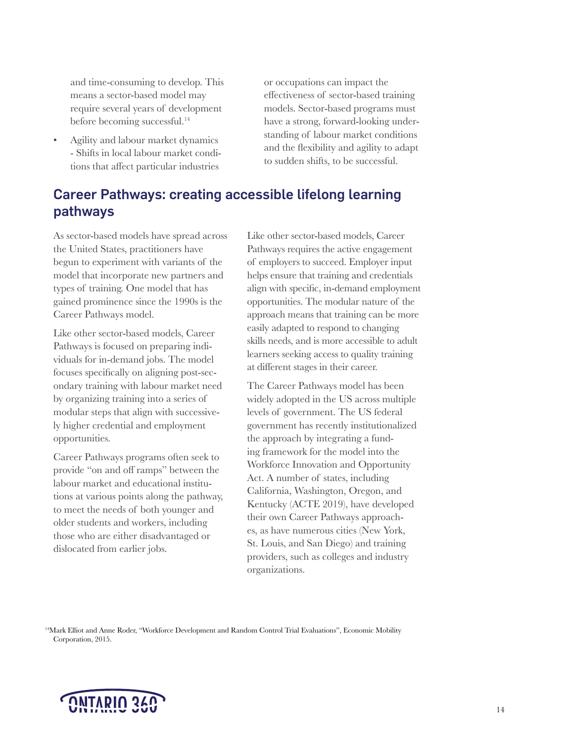and time-consuming to develop. This means a sector-based model may require several years of development before becoming successful.[14]

- Agility and labour market dynamics - Shifts in local labour market conditions that affect particular industries or occupations can impact the effectiveness of sector-based training models. Sector-based programs must have a strong, forward-looking understanding of labour market conditions and the flexibility and agility to adapt to sudden shifts, to be successful.

## Career Pathways: creating accessible lifelong learning pathways

As sector-based models have spread across the United States, practitioners have begun to experiment with variants of the model that incorporate new partners and types of training. One model that has gained prominence since the 1990s is the Career Pathways model.

Like other sector-based models, Career Pathways is focused on preparing individuals for in-demand jobs. The model focuses specifically on aligning post-secondary training with labour market need by organizing training into a series of modular steps that align with successively higher credential and employment opportunities.

Career Pathways programs often seek to provide "on and off ramps" between the labour market and educational institutions at various points along the pathway, to meet the needs of both younger and older students and workers, including those who are either disadvantaged or dislocated from earlier jobs.

Like other sector-based models, Career Pathways requires the active engagement of employers to succeed. Employer input helps ensure that training and credentials align with specific, in-demand employment opportunities. The modular nature of the approach means that training can be more easily adapted to respond to changing skills needs, and is more accessible to adult learners seeking access to quality training at different stages in their career.

The Career Pathways model has been widely adopted in the US across multiple levels of government. The US federal government has recently institutionalized the approach by integrating a funding framework for the model into the Workforce Innovation and Opportunity Act. A number of states, including California, Washington, Oregon, and Kentucky (ACTE 2019), have developed their own Career Pathways approaches, as have numerous cities (New York, St. Louis, and San Diego) and training providers, such as colleges and industry organizations.

[14] Mark Elliot and Anne Roder, "Workforce Development and Random Control Trial Evaluations", Economic Mobility Corporation, 2015.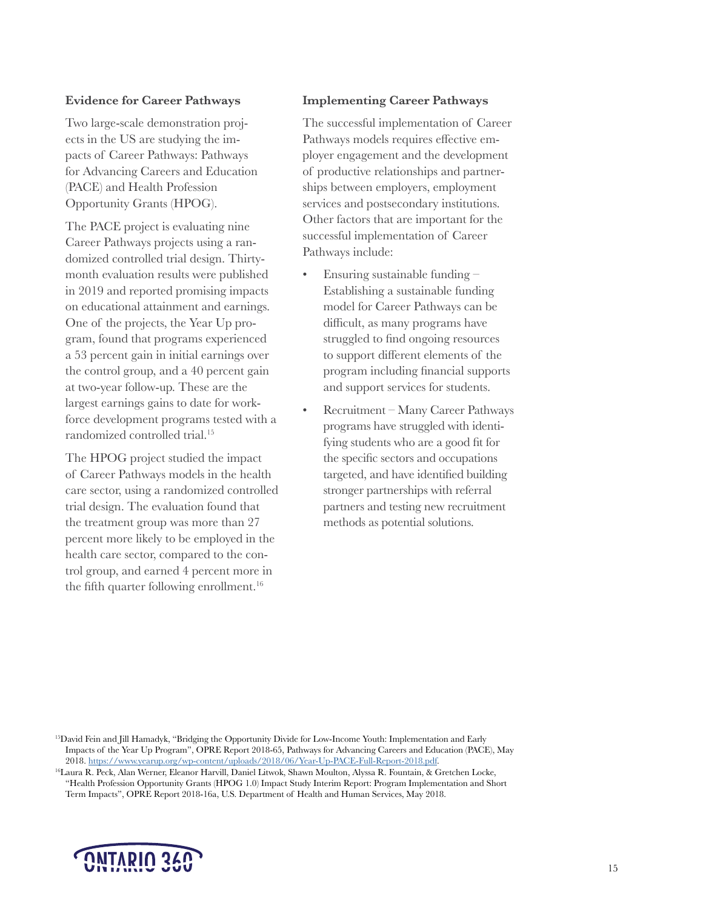### Evidence for Career Pathways

Two large-scale demonstration projects in the US are studying the impacts of Career Pathways: Pathways for Advancing Careers and Education (PACE) and Health Profession Opportunity Grants (HPOG).

The PACE project is evaluating nine Career Pathways projects using a randomized controlled trial design. Thirty-month evaluation results were published in 2019 and reported promising impacts on educational attainment and earnings. One of the projects, the Year Up program, found that programs experienced a 53 percent gain in initial earnings over the control group, and a 40 percent gain at two-year follow-up. These are the largest earnings gains to date for workforce development programs tested with a randomized controlled trial.[15]

The HPOG project studied the impact of Career Pathways models in the health care sector, using a randomized controlled trial design. The evaluation found that the treatment group was more than 27 percent more likely to be employed in the health care sector, compared to the control group, and earned 4 percent more in the fifth quarter following enrollment.[16]

### Implementing Career Pathways

The successful implementation of Career Pathways models requires effective employer engagement and the development of productive relationships and partnerships between employers, employment services and postsecondary institutions. Other factors that are important for the successful implementation of Career Pathways include:

- Ensuring sustainable funding – Establishing a sustainable funding model for Career Pathways can be difficult, as many programs have struggled to find ongoing resources to support different elements of the program including financial supports and support services for students.
- Recruitment – Many Career Pathways programs have struggled with identifying students who are a good fit for the specific sectors and occupations targeted, and have identified building stronger partnerships with referral partners and testing new recruitment methods as potential solutions.

[15] David Fein and Jill Hamadyk, "Bridging the Opportunity Divide for Low-Income Youth: Implementation and Early Impacts of the Year Up Program", OPRE Report 2018-65, Pathways for Advancing Careers and Education (PACE), May 2018. https://www.yearup.org/wp-content/uploads/2018/06/Year-Up-PACE-Full-Report-2018.pdf.

[16] Laura R. Peck, Alan Werner, Eleanor Harvill, Daniel Litwok, Shawn Moulton, Alyssa R. Fountain, & Gretchen Locke, "Health Profession Opportunity Grants (HPOG 1.0) Impact Study Interim Report: Program Implementation and Short Term Impacts", OPRE Report 2018-16a, U.S. Department of Health and Human Services, May 2018.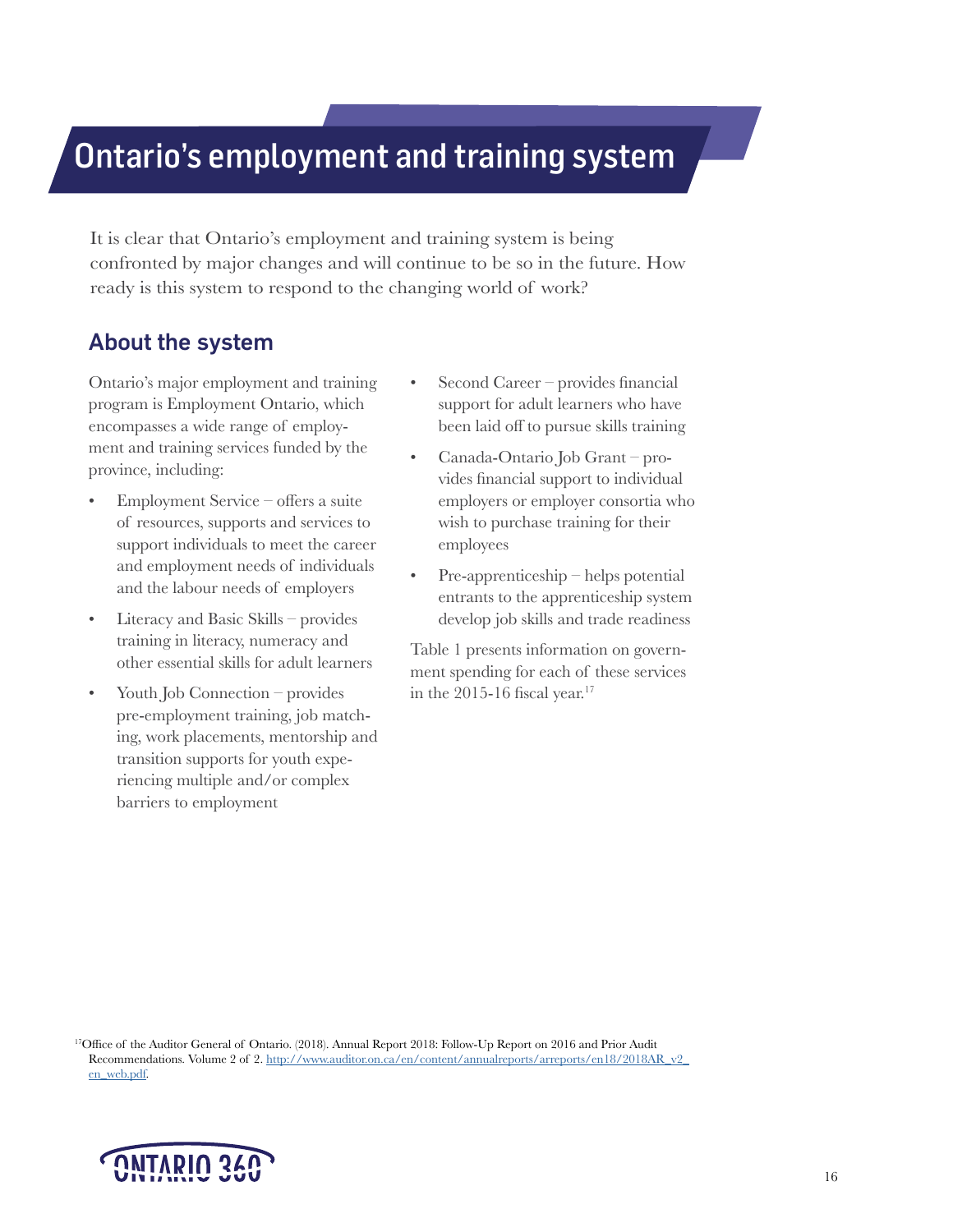# Ontario's employment and training system

It is clear that Ontario's employment and training system is being confronted by major changes and will continue to be so in the future. How ready is this system to respond to the changing world of work?

## About the system

Ontario's major employment and training program is Employment Ontario, which encompasses a wide range of employment and training services funded by the province, including:

- Employment Service – offers a suite of resources, supports and services to support individuals to meet the career and employment needs of individuals and the labour needs of employers
- Literacy and Basic Skills – provides training in literacy, numeracy and other essential skills for adult learners
- Youth Job Connection – provides pre-employment training, job matching, work placements, mentorship and transition supports for youth experiencing multiple and/or complex barriers to employment
- Second Career – provides financial support for adult learners who have been laid off to pursue skills training
- Canada-Ontario Job Grant – provides financial support to individual employers or employer consortia who wish to purchase training for their employees
- Pre-apprenticeship – helps potential entrants to the apprenticeship system develop job skills and trade readiness

Table 1 presents information on government spending for each of these services in the 2015-16 fiscal year.[17]

[17] Office of the Auditor General of Ontario. (2018). Annual Report 2018: Follow-Up Report on 2016 and Prior Audit Recommendations. Volume 2 of 2. http://www.auditor.on.ca/en/content/annualreports/arreports/en18/2018AR_v2_en_web.pdf.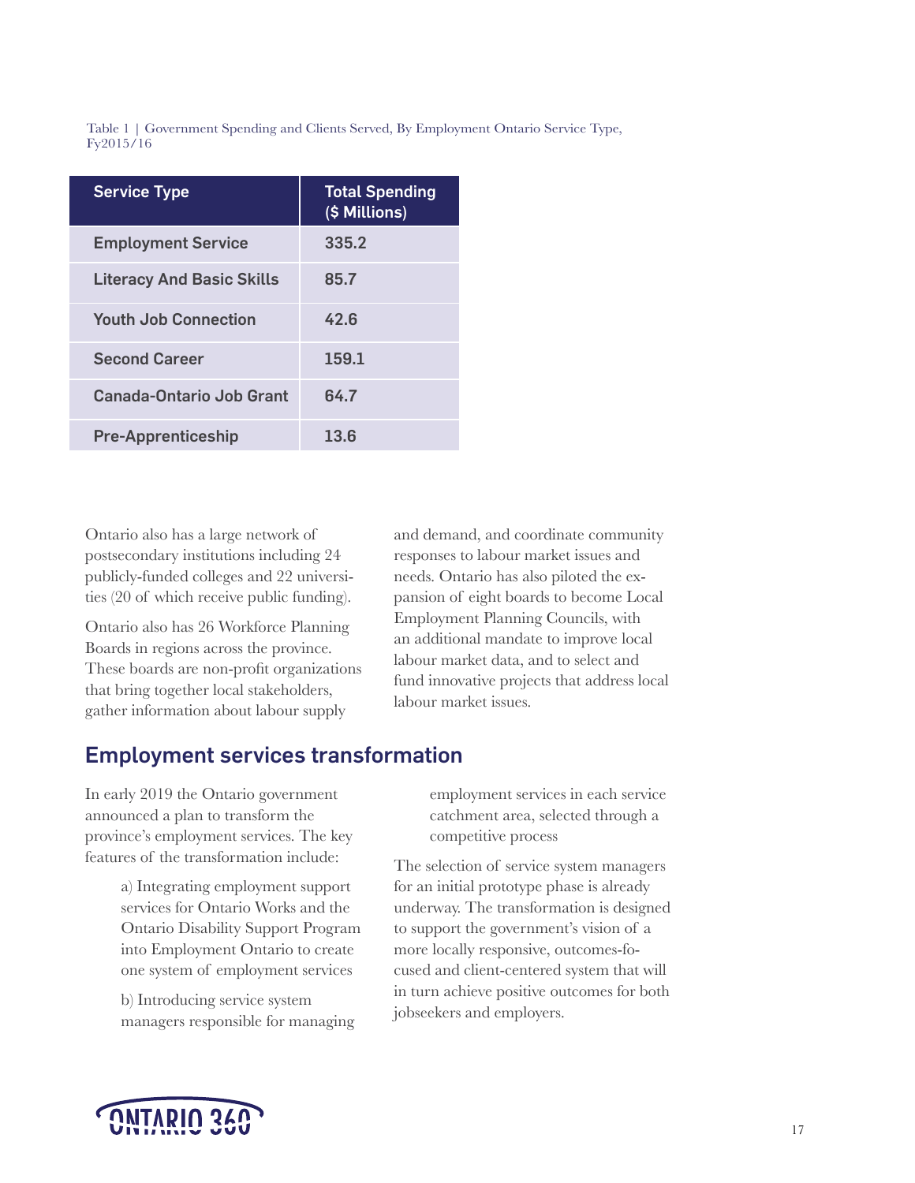Table 1 | Government Spending and Clients Served, By Employment Ontario Service Type, Fy2015/16

| Service Type | Total Spending ($ Millions) |
| --- | --- |
| Employment Service | 335.2 |
| Literacy And Basic Skills | 85.7 |
| Youth Job Connection | 42.6 |
| Second Career | 159.1 |
| Canada-Ontario Job Grant | 64.7 |
| Pre-Apprenticeship | 13.6 |

Ontario also has a large network of postsecondary institutions including 24 publicly-funded colleges and 22 universities (20 of which receive public funding).

Ontario also has 26 Workforce Planning Boards in regions across the province. These boards are non-profit organizations that bring together local stakeholders, gather information about labour supply and demand, and coordinate community responses to labour market issues and needs. Ontario has also piloted the expansion of eight boards to become Local Employment Planning Councils, with an additional mandate to improve local labour market data, and to select and fund innovative projects that address local labour market issues.

## Employment services transformation

In early 2019 the Ontario government announced a plan to transform the province's employment services. The key features of the transformation include:

a) Integrating employment support services for Ontario Works and the Ontario Disability Support Program into Employment Ontario to create one system of employment services

b) Introducing service system managers responsible for managing employment services in each service catchment area, selected through a competitive process

The selection of service system managers for an initial prototype phase is already underway. The transformation is designed to support the government's vision of a more locally responsive, outcomes-focused and client-centered system that will in turn achieve positive outcomes for both jobseekers and employers.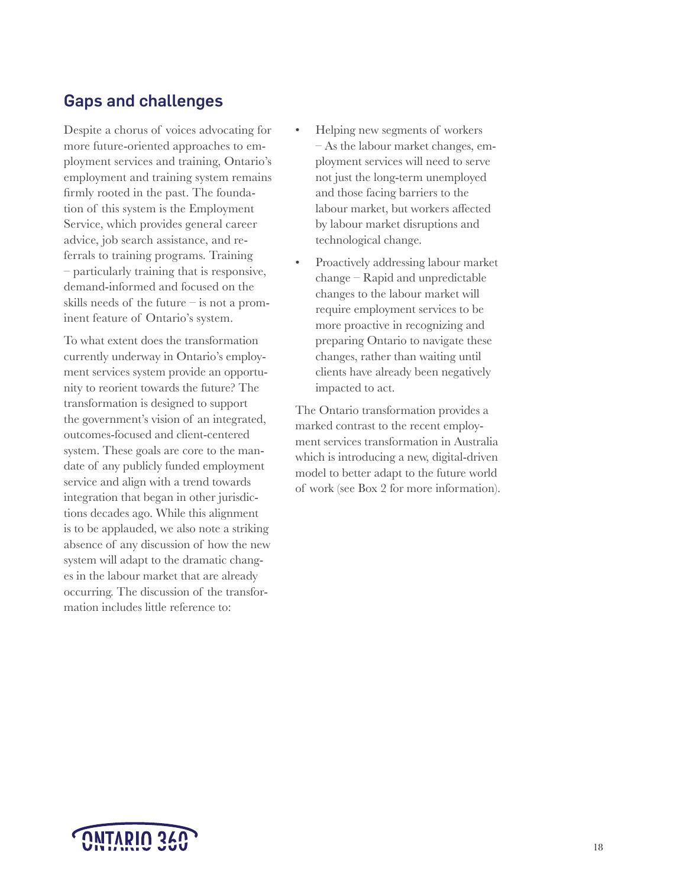## Gaps and challenges

Despite a chorus of voices advocating for more future-oriented approaches to employment services and training, Ontario's employment and training system remains firmly rooted in the past. The foundation of this system is the Employment Service, which provides general career advice, job search assistance, and referrals to training programs. Training – particularly training that is responsive, demand-informed and focused on the skills needs of the future – is not a prominent feature of Ontario's system.

To what extent does the transformation currently underway in Ontario's employment services system provide an opportunity to reorient towards the future? The transformation is designed to support the government's vision of an integrated, outcomes-focused and client-centered system. These goals are core to the mandate of any publicly funded employment service and align with a trend towards integration that began in other jurisdictions decades ago. While this alignment is to be applauded, we also note a striking absence of any discussion of how the new system will adapt to the dramatic changes in the labour market that are already occurring. The discussion of the transformation includes little reference to:

- Helping new segments of workers – As the labour market changes, employment services will need to serve not just the long-term unemployed and those facing barriers to the labour market, but workers affected by labour market disruptions and technological change.
- Proactively addressing labour market change – Rapid and unpredictable changes to the labour market will require employment services to be more proactive in recognizing and preparing Ontario to navigate these changes, rather than waiting until clients have already been negatively impacted to act.

The Ontario transformation provides a marked contrast to the recent employment services transformation in Australia which is introducing a new, digital-driven model to better adapt to the future world of work (see Box 2 for more information).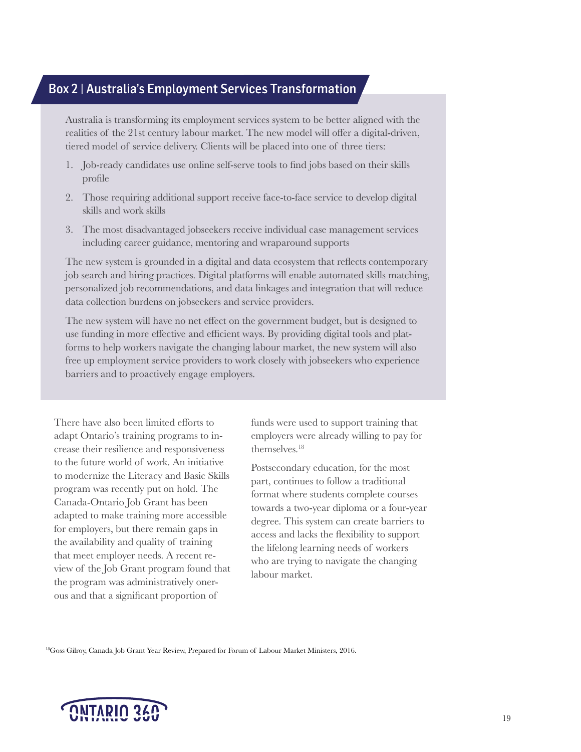## Box 2 | Australia's Employment Services Transformation

Australia is transforming its employment services system to be better aligned with the realities of the 21st century labour market. The new model will offer a digital-driven, tiered model of service delivery. Clients will be placed into one of three tiers:

1. Job-ready candidates use online self-serve tools to find jobs based on their skills profile
2. Those requiring additional support receive face-to-face service to develop digital skills and work skills
3. The most disadvantaged jobseekers receive individual case management services including career guidance, mentoring and wraparound supports

The new system is grounded in a digital and data ecosystem that reflects contemporary job search and hiring practices. Digital platforms will enable automated skills matching, personalized job recommendations, and data linkages and integration that will reduce data collection burdens on jobseekers and service providers.

The new system will have no net effect on the government budget, but is designed to use funding in more effective and efficient ways. By providing digital tools and platforms to help workers navigate the changing labour market, the new system will also free up employment service providers to work closely with jobseekers who experience barriers and to proactively engage employers.

There have also been limited efforts to adapt Ontario's training programs to increase their resilience and responsiveness to the future world of work. An initiative to modernize the Literacy and Basic Skills program was recently put on hold. The Canada-Ontario Job Grant has been adapted to make training more accessible for employers, but there remain gaps in the availability and quality of training that meet employer needs. A recent review of the Job Grant program found that the program was administratively onerous and that a significant proportion of funds were used to support training that employers were already willing to pay for themselves.[18]

Postsecondary education, for the most part, continues to follow a traditional format where students complete courses towards a two-year diploma or a four-year degree. This system can create barriers to access and lacks the flexibility to support the lifelong learning needs of workers who are trying to navigate the changing labour market.

[18]Goss Gilroy, Canada Job Grant Year Review, Prepared for Forum of Labour Market Ministers, 2016.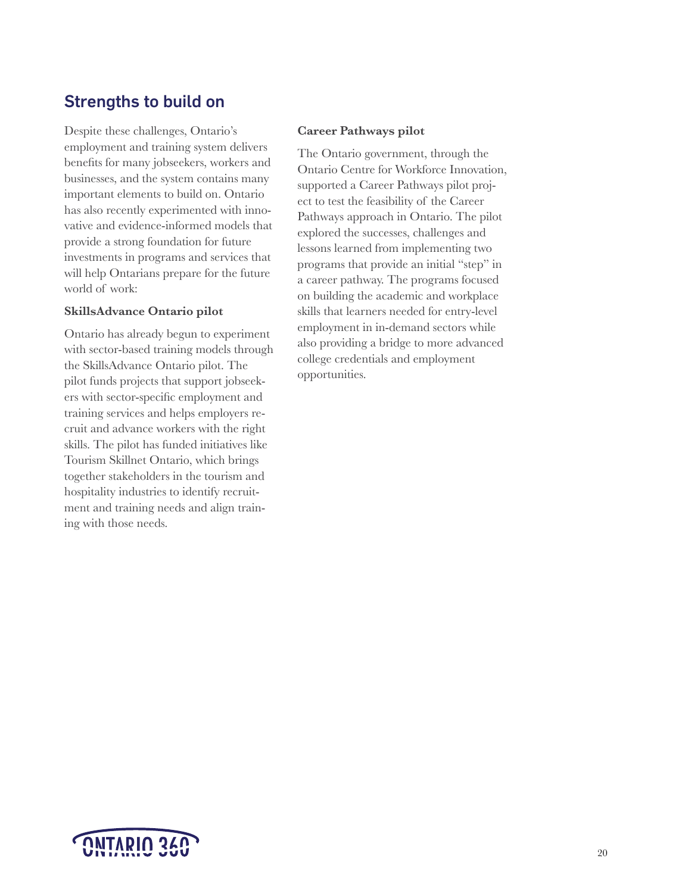## Strengths to build on

Despite these challenges, Ontario's employment and training system delivers benefits for many jobseekers, workers and businesses, and the system contains many important elements to build on. Ontario has also recently experimented with innovative and evidence-informed models that provide a strong foundation for future investments in programs and services that will help Ontarians prepare for the future world of work:

**SkillsAdvance Ontario pilot**

Ontario has already begun to experiment with sector-based training models through the SkillsAdvance Ontario pilot. The pilot funds projects that support jobseekers with sector-specific employment and training services and helps employers recruit and advance workers with the right skills. The pilot has funded initiatives like Tourism Skillnet Ontario, which brings together stakeholders in the tourism and hospitality industries to identify recruitment and training needs and align training with those needs.

**Career Pathways pilot**

The Ontario government, through the Ontario Centre for Workforce Innovation, supported a Career Pathways pilot project to test the feasibility of the Career Pathways approach in Ontario. The pilot explored the successes, challenges and lessons learned from implementing two programs that provide an initial "step" in a career pathway. The programs focused on building the academic and workplace skills that learners needed for entry-level employment in in-demand sectors while also providing a bridge to more advanced college credentials and employment opportunities.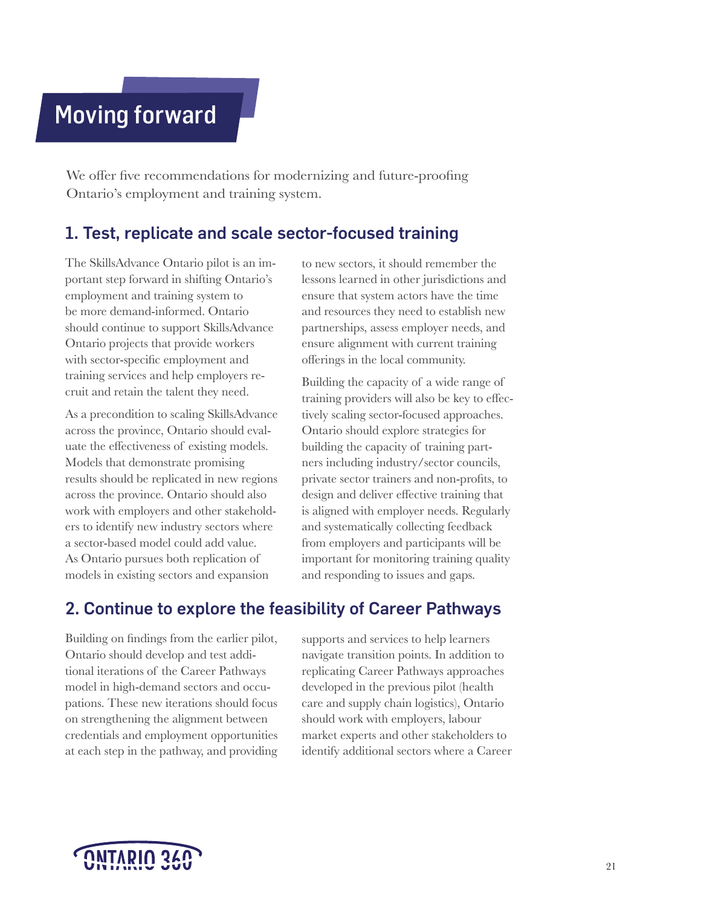# Moving forward

We offer five recommendations for modernizing and future-proofing Ontario's employment and training system.

## 1. Test, replicate and scale sector-focused training

The SkillsAdvance Ontario pilot is an important step forward in shifting Ontario's employment and training system to be more demand-informed. Ontario should continue to support SkillsAdvance Ontario projects that provide workers with sector-specific employment and training services and help employers recruit and retain the talent they need.

As a precondition to scaling SkillsAdvance across the province, Ontario should evaluate the effectiveness of existing models. Models that demonstrate promising results should be replicated in new regions across the province. Ontario should also work with employers and other stakeholders to identify new industry sectors where a sector-based model could add value. As Ontario pursues both replication of models in existing sectors and expansion to new sectors, it should remember the lessons learned in other jurisdictions and ensure that system actors have the time and resources they need to establish new partnerships, assess employer needs, and ensure alignment with current training offerings in the local community.

Building the capacity of a wide range of training providers will also be key to effectively scaling sector-focused approaches. Ontario should explore strategies for building the capacity of training partners including industry/sector councils, private sector trainers and non-profits, to design and deliver effective training that is aligned with employer needs. Regularly and systematically collecting feedback from employers and participants will be important for monitoring training quality and responding to issues and gaps.

## 2. Continue to explore the feasibility of Career Pathways

Building on findings from the earlier pilot, Ontario should develop and test additional iterations of the Career Pathways model in high-demand sectors and occupations. These new iterations should focus on strengthening the alignment between credentials and employment opportunities at each step in the pathway, and providing supports and services to help learners navigate transition points. In addition to replicating Career Pathways approaches developed in the previous pilot (health care and supply chain logistics), Ontario should work with employers, labour market experts and other stakeholders to identify additional sectors where a Career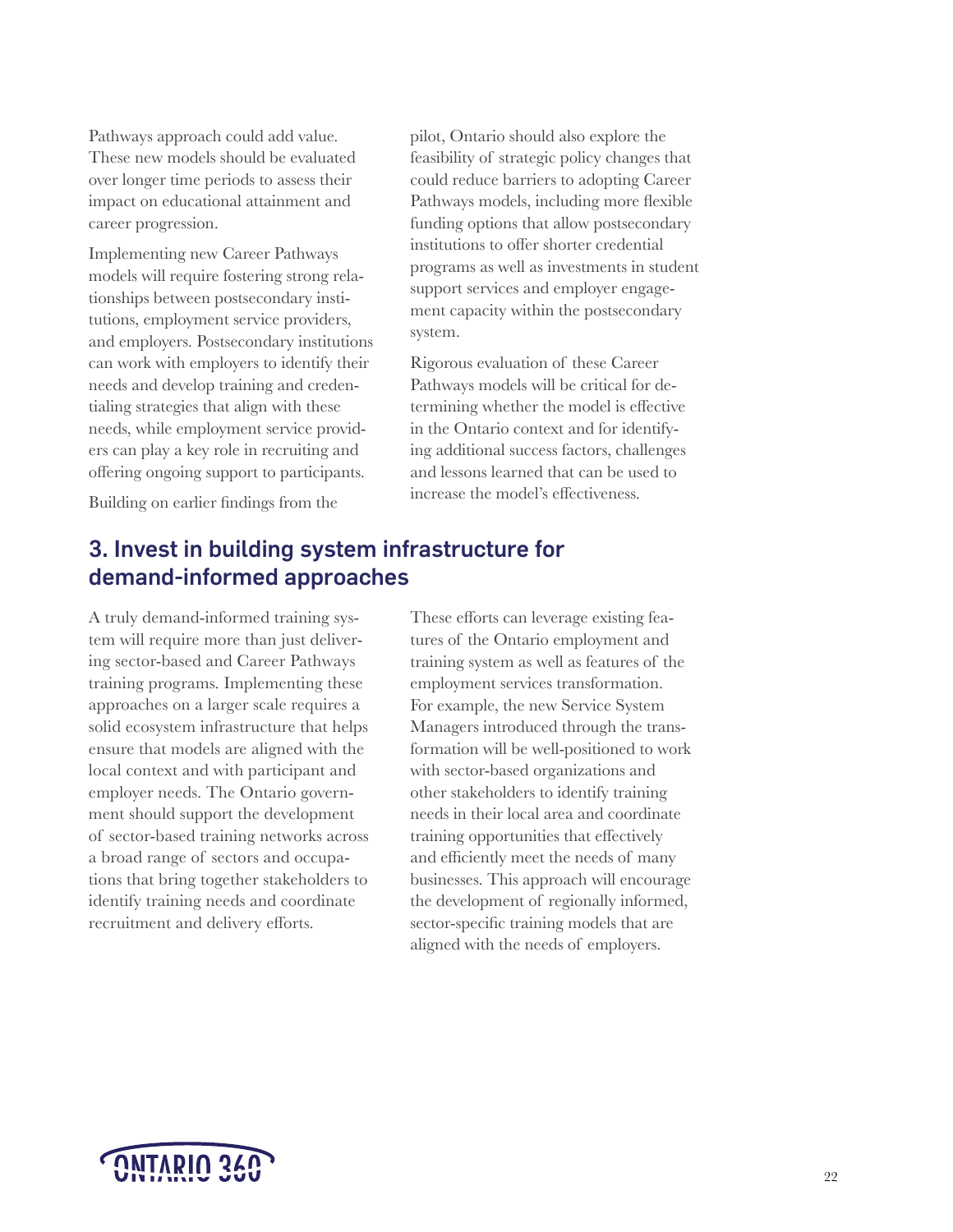Pathways approach could add value. These new models should be evaluated over longer time periods to assess their impact on educational attainment and career progression.

Implementing new Career Pathways models will require fostering strong relationships between postsecondary institutions, employment service providers, and employers. Postsecondary institutions can work with employers to identify their needs and develop training and credentialing strategies that align with these needs, while employment service providers can play a key role in recruiting and offering ongoing support to participants.

Building on earlier findings from the pilot, Ontario should also explore the feasibility of strategic policy changes that could reduce barriers to adopting Career Pathways models, including more flexible funding options that allow postsecondary institutions to offer shorter credential programs as well as investments in student support services and employer engagement capacity within the postsecondary system.

Rigorous evaluation of these Career Pathways models will be critical for determining whether the model is effective in the Ontario context and for identifying additional success factors, challenges and lessons learned that can be used to increase the model's effectiveness.

## 3. Invest in building system infrastructure for demand-informed approaches

A truly demand-informed training system will require more than just delivering sector-based and Career Pathways training programs. Implementing these approaches on a larger scale requires a solid ecosystem infrastructure that helps ensure that models are aligned with the local context and with participant and employer needs. The Ontario government should support the development of sector-based training networks across a broad range of sectors and occupations that bring together stakeholders to identify training needs and coordinate recruitment and delivery efforts.

These efforts can leverage existing features of the Ontario employment and training system as well as features of the employment services transformation. For example, the new Service System Managers introduced through the transformation will be well-positioned to work with sector-based organizations and other stakeholders to identify training needs in their local area and coordinate training opportunities that effectively and efficiently meet the needs of many businesses. This approach will encourage the development of regionally informed, sector-specific training models that are aligned with the needs of employers.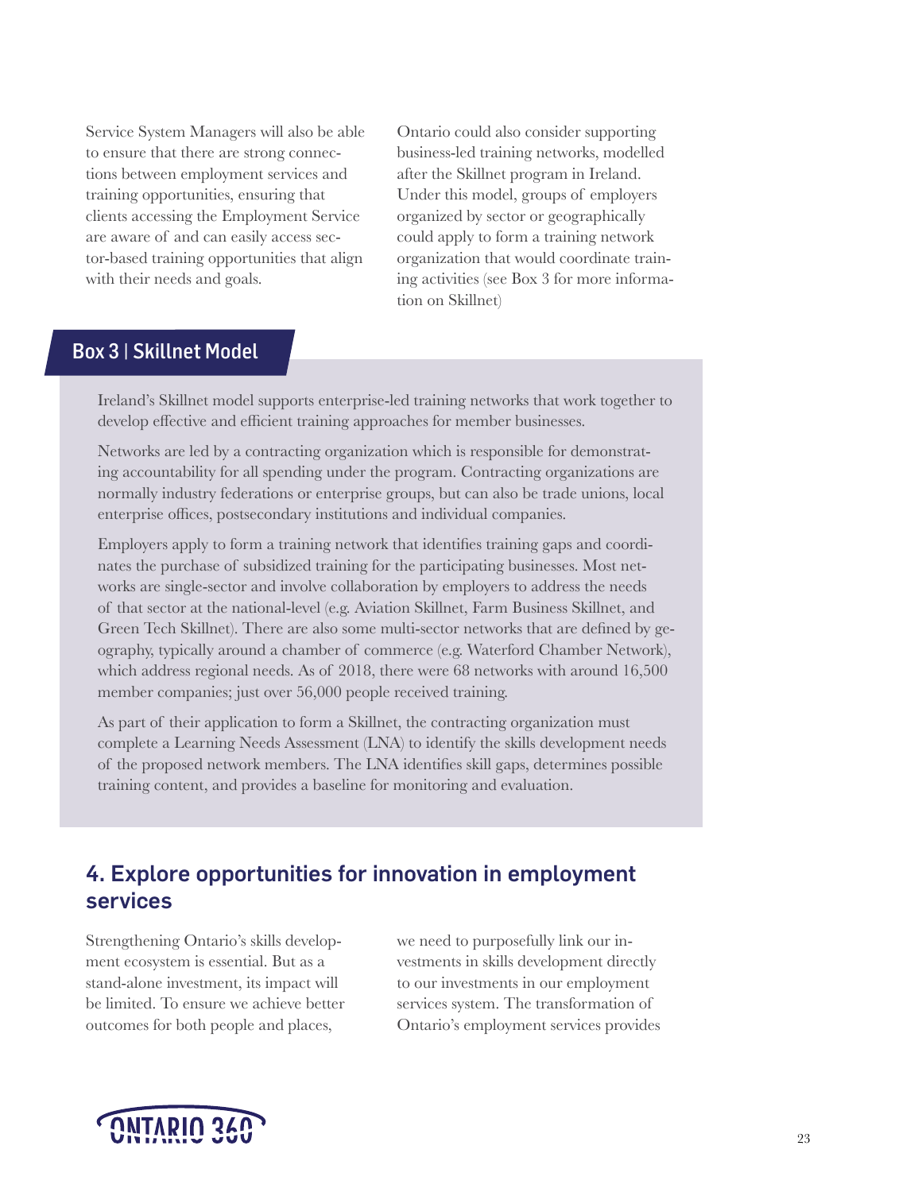Service System Managers will also be able to ensure that there are strong connections between employment services and training opportunities, ensuring that clients accessing the Employment Service are aware of and can easily access sector-based training opportunities that align with their needs and goals.

Ontario could also consider supporting business-led training networks, modelled after the Skillnet program in Ireland. Under this model, groups of employers organized by sector or geographically could apply to form a training network organization that would coordinate training activities (see Box 3 for more information on Skillnet)

### Box 3 | Skillnet Model

Ireland's Skillnet model supports enterprise-led training networks that work together to develop effective and efficient training approaches for member businesses.

Networks are led by a contracting organization which is responsible for demonstrating accountability for all spending under the program. Contracting organizations are normally industry federations or enterprise groups, but can also be trade unions, local enterprise offices, postsecondary institutions and individual companies.

Employers apply to form a training network that identifies training gaps and coordinates the purchase of subsidized training for the participating businesses. Most networks are single-sector and involve collaboration by employers to address the needs of that sector at the national-level (e.g. Aviation Skillnet, Farm Business Skillnet, and Green Tech Skillnet). There are also some multi-sector networks that are defined by geography, typically around a chamber of commerce (e.g. Waterford Chamber Network), which address regional needs. As of 2018, there were 68 networks with around 16,500 member companies; just over 56,000 people received training.

As part of their application to form a Skillnet, the contracting organization must complete a Learning Needs Assessment (LNA) to identify the skills development needs of the proposed network members. The LNA identifies skill gaps, determines possible training content, and provides a baseline for monitoring and evaluation.

## 4. Explore opportunities for innovation in employment services

Strengthening Ontario's skills development ecosystem is essential. But as a stand-alone investment, its impact will be limited. To ensure we achieve better outcomes for both people and places, we need to purposefully link our investments in skills development directly to our investments in our employment services system. The transformation of Ontario's employment services provides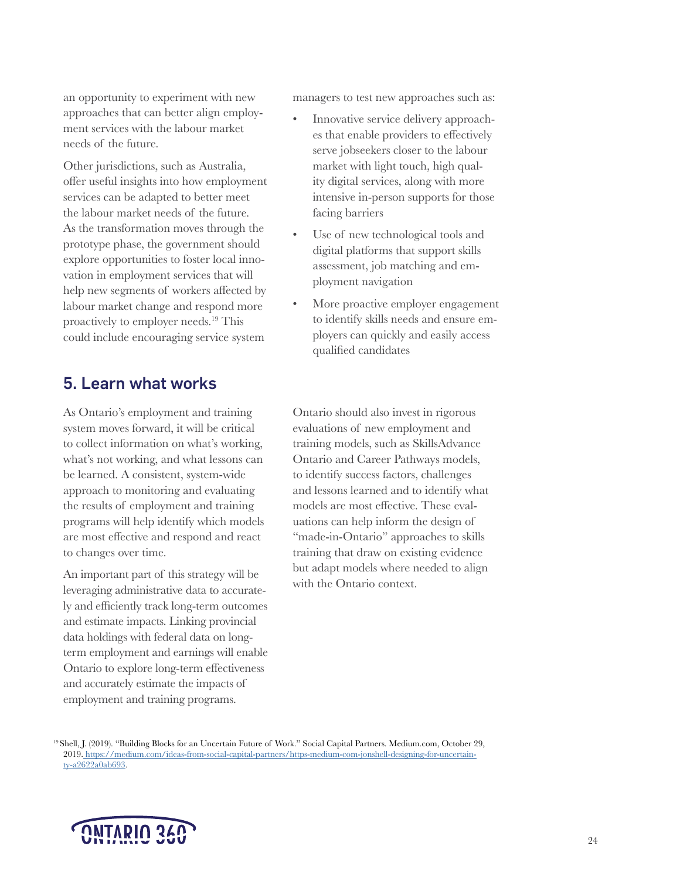an opportunity to experiment with new approaches that can better align employment services with the labour market needs of the future.

Other jurisdictions, such as Australia, offer useful insights into how employment services can be adapted to better meet the labour market needs of the future. As the transformation moves through the prototype phase, the government should explore opportunities to foster local innovation in employment services that will help new segments of workers affected by labour market change and respond more proactively to employer needs.[19] This could include encouraging service system managers to test new approaches such as:

- Innovative service delivery approaches that enable providers to effectively serve jobseekers closer to the labour market with light touch, high quality digital services, along with more intensive in-person supports for those facing barriers
- Use of new technological tools and digital platforms that support skills assessment, job matching and employment navigation
- More proactive employer engagement to identify skills needs and ensure employers can quickly and easily access qualified candidates

## 5. Learn what works

As Ontario's employment and training system moves forward, it will be critical to collect information on what's working, what's not working, and what lessons can be learned. A consistent, system-wide approach to monitoring and evaluating the results of employment and training programs will help identify which models are most effective and respond and react to changes over time.

An important part of this strategy will be leveraging administrative data to accurately and efficiently track long-term outcomes and estimate impacts. Linking provincial data holdings with federal data on long-term employment and earnings will enable Ontario to explore long-term effectiveness and accurately estimate the impacts of employment and training programs.

Ontario should also invest in rigorous evaluations of new employment and training models, such as SkillsAdvance Ontario and Career Pathways models, to identify success factors, challenges and lessons learned and to identify what models are most effective. These evaluations can help inform the design of "made-in-Ontario" approaches to skills training that draw on existing evidence but adapt models where needed to align with the Ontario context.

[19] Shell, J. (2019). "Building Blocks for an Uncertain Future of Work." Social Capital Partners. Medium.com, October 29, 2019. https://medium.com/ideas-from-social-capital-partners/https-medium-com-jonshell-designing-for-uncertainty-a2622a0ab693.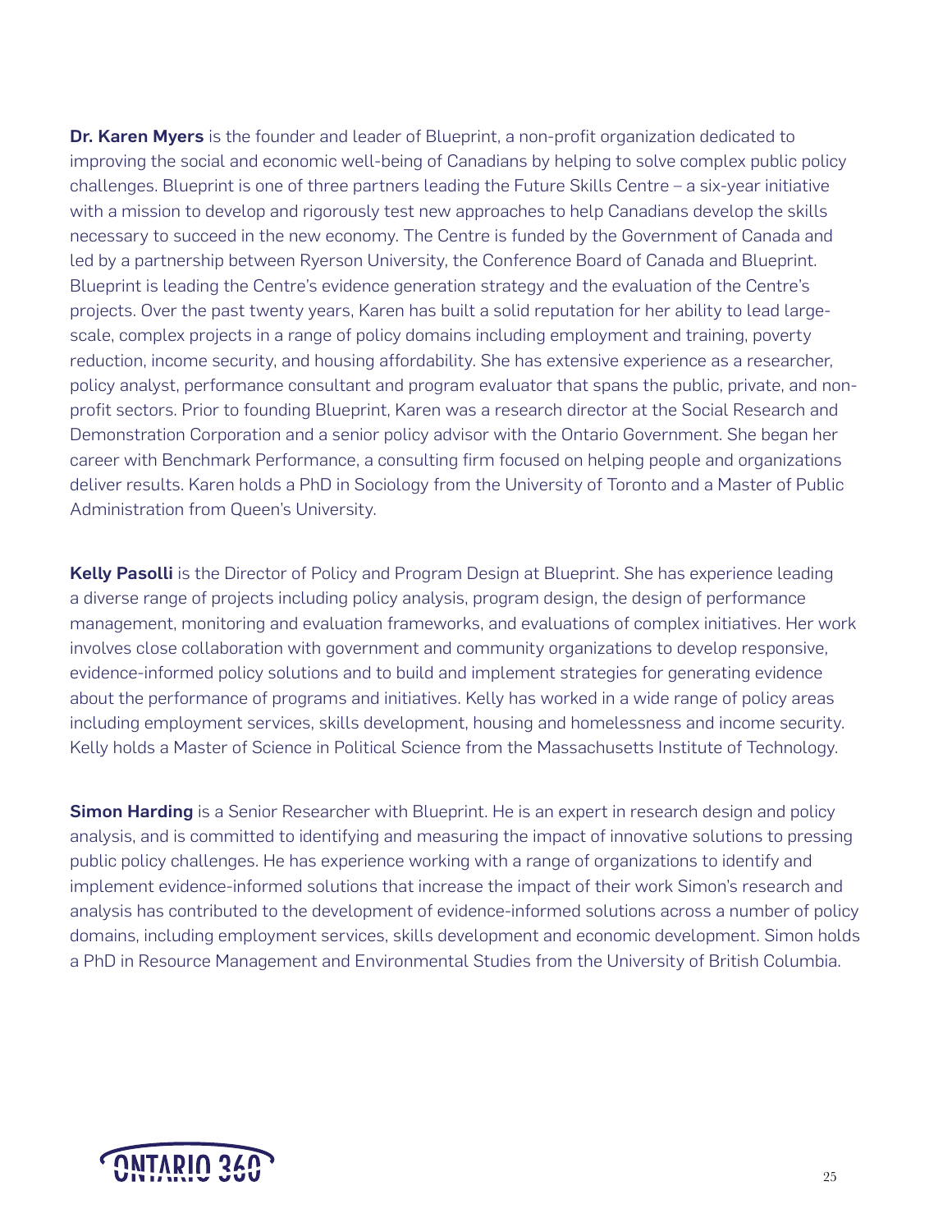**Dr. Karen Myers** is the founder and leader of Blueprint, a non-profit organization dedicated to improving the social and economic well-being of Canadians by helping to solve complex public policy challenges. Blueprint is one of three partners leading the Future Skills Centre – a six-year initiative with a mission to develop and rigorously test new approaches to help Canadians develop the skills necessary to succeed in the new economy. The Centre is funded by the Government of Canada and led by a partnership between Ryerson University, the Conference Board of Canada and Blueprint. Blueprint is leading the Centre's evidence generation strategy and the evaluation of the Centre's projects. Over the past twenty years, Karen has built a solid reputation for her ability to lead large-scale, complex projects in a range of policy domains including employment and training, poverty reduction, income security, and housing affordability. She has extensive experience as a researcher, policy analyst, performance consultant and program evaluator that spans the public, private, and non-profit sectors. Prior to founding Blueprint, Karen was a research director at the Social Research and Demonstration Corporation and a senior policy advisor with the Ontario Government. She began her career with Benchmark Performance, a consulting firm focused on helping people and organizations deliver results. Karen holds a PhD in Sociology from the University of Toronto and a Master of Public Administration from Queen's University.

**Kelly Pasolli** is the Director of Policy and Program Design at Blueprint. She has experience leading a diverse range of projects including policy analysis, program design, the design of performance management, monitoring and evaluation frameworks, and evaluations of complex initiatives. Her work involves close collaboration with government and community organizations to develop responsive, evidence-informed policy solutions and to build and implement strategies for generating evidence about the performance of programs and initiatives. Kelly has worked in a wide range of policy areas including employment services, skills development, housing and homelessness and income security. Kelly holds a Master of Science in Political Science from the Massachusetts Institute of Technology.

**Simon Harding** is a Senior Researcher with Blueprint. He is an expert in research design and policy analysis, and is committed to identifying and measuring the impact of innovative solutions to pressing public policy challenges. He has experience working with a range of organizations to identify and implement evidence-informed solutions that increase the impact of their work Simon's research and analysis has contributed to the development of evidence-informed solutions across a number of policy domains, including employment services, skills development and economic development. Simon holds a PhD in Resource Management and Environmental Studies from the University of British Columbia.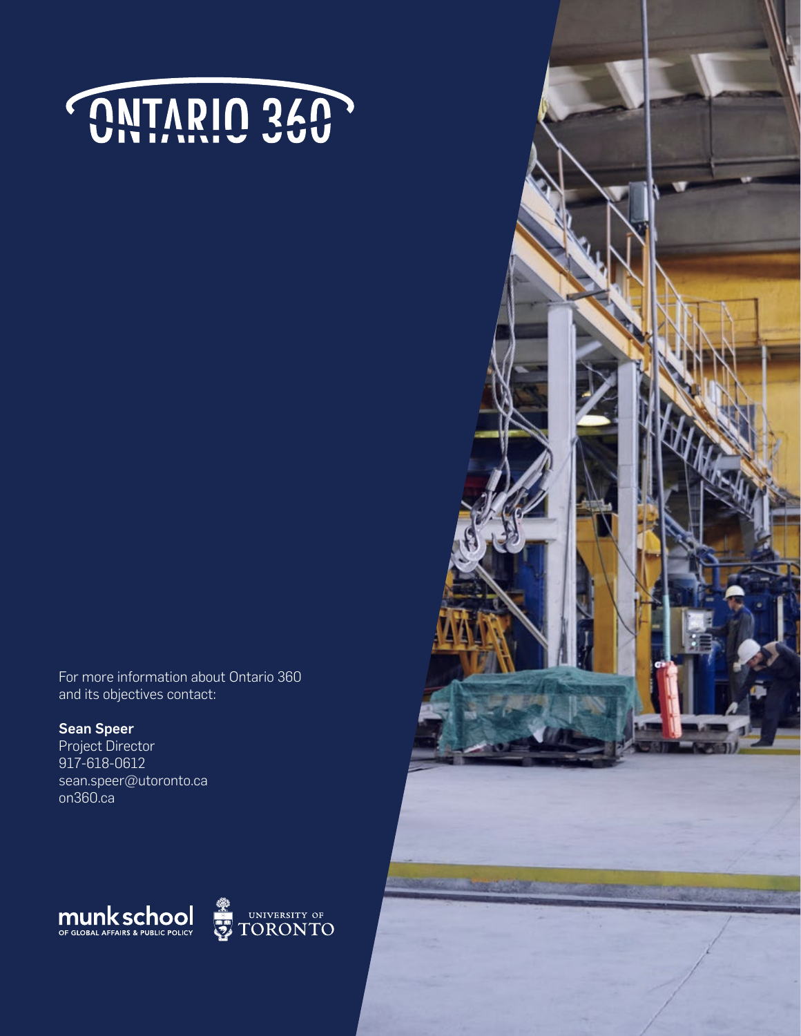# ONTARIO 360

For more information about Ontario 360 and its objectives contact:

**Sean Speer**
Project Director
917-618-0612
sean.speer@utoronto.ca
on360.ca

munk school OF GLOBAL AFFAIRS & PUBLIC POLICY

UNIVERSITY OF TORONTO